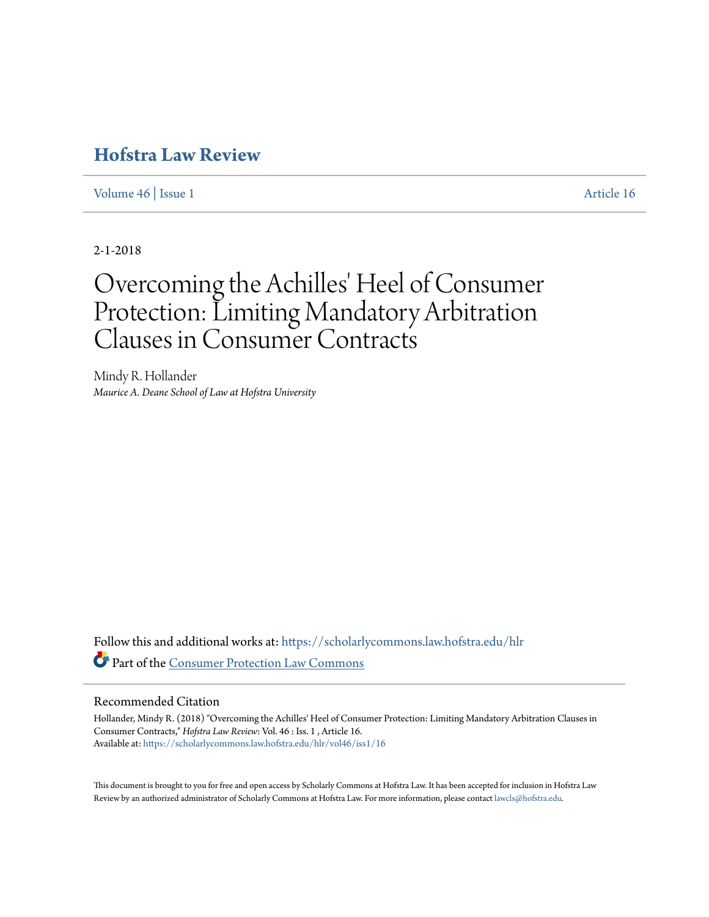# Hofstra Law Review

Volume 46 | Issue 1 Article 16

2-1-2018

# Overcoming the Achilles' Heel of Consumer Protection: Limiting Mandatory Arbitration Clauses in Consumer Contracts

Mindy R. Hollander
*Maurice A. Deane School of Law at Hofstra University*

Follow this and additional works at: https://scholarlycommons.law.hofstra.edu/hlr

Part of the Consumer Protection Law Commons

## Recommended Citation

Hollander, Mindy R. (2018) "Overcoming the Achilles' Heel of Consumer Protection: Limiting Mandatory Arbitration Clauses in Consumer Contracts," *Hofstra Law Review*: Vol. 46 : Iss. 1 , Article 16.
Available at: https://scholarlycommons.law.hofstra.edu/hlr/vol46/iss1/16

This document is brought to you for free and open access by Scholarly Commons at Hofstra Law. It has been accepted for inclusion in Hofstra Law Review by an authorized administrator of Scholarly Commons at Hofstra Law. For more information, please contact lawcls@hofstra.edu.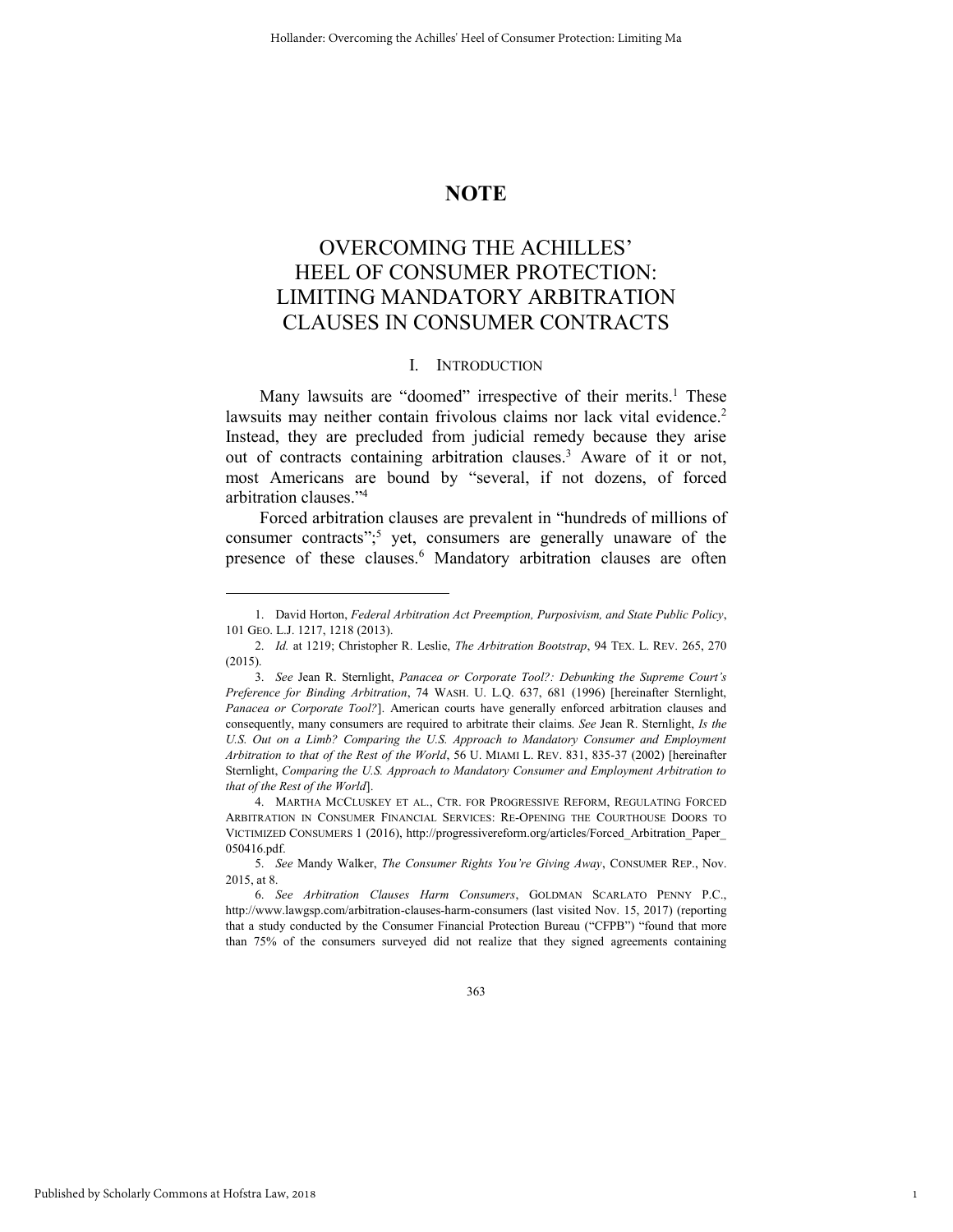# NOTE

# OVERCOMING THE ACHILLES' HEEL OF CONSUMER PROTECTION: LIMITING MANDATORY ARBITRATION CLAUSES IN CONSUMER CONTRACTS

## I. INTRODUCTION

Many lawsuits are "doomed" irrespective of their merits.[1] These lawsuits may neither contain frivolous claims nor lack vital evidence.[2] Instead, they are precluded from judicial remedy because they arise out of contracts containing arbitration clauses.[3] Aware of it or not, most Americans are bound by "several, if not dozens, of forced arbitration clauses."[4]

Forced arbitration clauses are prevalent in "hundreds of millions of consumer contracts";[5] yet, consumers are generally unaware of the presence of these clauses.[6] Mandatory arbitration clauses are often

---

1. David Horton, *Federal Arbitration Act Preemption, Purposivism, and State Public Policy*, 101 GEO. L.J. 1217, 1218 (2013).

2. *Id.* at 1219; Christopher R. Leslie, *The Arbitration Bootstrap*, 94 TEX. L. REV. 265, 270 (2015).

3. *See* Jean R. Sternlight, *Panacea or Corporate Tool?: Debunking the Supreme Court's Preference for Binding Arbitration*, 74 WASH. U. L.Q. 637, 681 (1996) [hereinafter Sternlight, *Panacea or Corporate Tool?*]. American courts have generally enforced arbitration clauses and consequently, many consumers are required to arbitrate their claims. *See* Jean R. Sternlight, *Is the U.S. Out on a Limb? Comparing the U.S. Approach to Mandatory Consumer and Employment Arbitration to that of the Rest of the World*, 56 U. MIAMI L. REV. 831, 835-37 (2002) [hereinafter Sternlight, *Comparing the U.S. Approach to Mandatory Consumer and Employment Arbitration to that of the Rest of the World*].

4. MARTHA MCCLUSKEY ET AL., CTR. FOR PROGRESSIVE REFORM, REGULATING FORCED ARBITRATION IN CONSUMER FINANCIAL SERVICES: RE-OPENING THE COURTHOUSE DOORS TO VICTIMIZED CONSUMERS 1 (2016), http://progressivereform.org/articles/Forced_Arbitration_Paper_050416.pdf.

5. *See* Mandy Walker, *The Consumer Rights You're Giving Away*, CONSUMER REP., Nov. 2015, at 8.

6. *See Arbitration Clauses Harm Consumers*, GOLDMAN SCARLATO PENNY P.C., http://www.lawgsp.com/arbitration-clauses-harm-consumers (last visited Nov. 15, 2017) (reporting that a study conducted by the Consumer Financial Protection Bureau ("CFPB") "found that more than 75% of the consumers surveyed did not realize that they signed agreements containing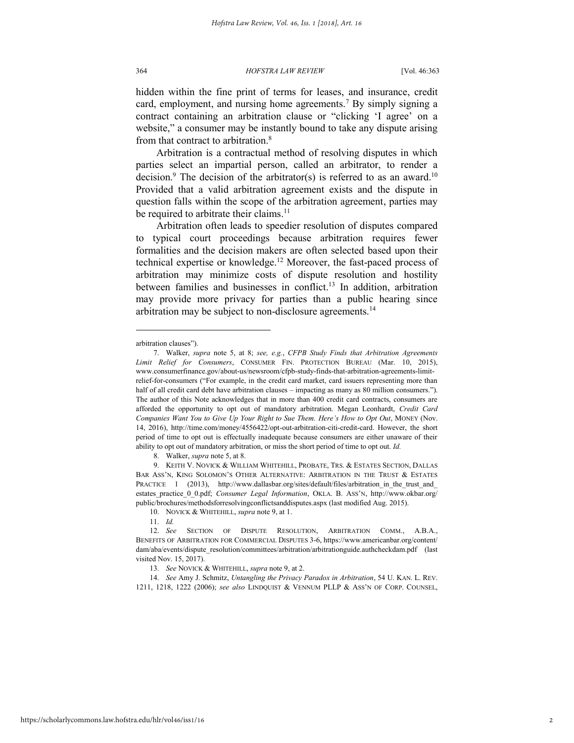hidden within the fine print of terms for leases, and insurance, credit card, employment, and nursing home agreements.[7] By simply signing a contract containing an arbitration clause or "clicking 'I agree' on a website," a consumer may be instantly bound to take any dispute arising from that contract to arbitration.[8]

Arbitration is a contractual method of resolving disputes in which parties select an impartial person, called an arbitrator, to render a decision.[9] The decision of the arbitrator(s) is referred to as an award.[10] Provided that a valid arbitration agreement exists and the dispute in question falls within the scope of the arbitration agreement, parties may be required to arbitrate their claims.[11]

Arbitration often leads to speedier resolution of disputes compared to typical court proceedings because arbitration requires fewer formalities and the decision makers are often selected based upon their technical expertise or knowledge.[12] Moreover, the fast-paced process of arbitration may minimize costs of dispute resolution and hostility between families and businesses in conflict.[13] In addition, arbitration may provide more privacy for parties than a public hearing since arbitration may be subject to non-disclosure agreements.[14]

---

arbitration clauses").

7. Walker, *supra* note 5, at 8; *see, e.g.*, *CFPB Study Finds that Arbitration Agreements Limit Relief for Consumers*, CONSUMER FIN. PROTECTION BUREAU (Mar. 10, 2015), www.consumerfinance.gov/about-us/newsroom/cfpb-study-finds-that-arbitration-agreements-limit-relief-for-consumers ("For example, in the credit card market, card issuers representing more than half of all credit card debt have arbitration clauses – impacting as many as 80 million consumers."). The author of this Note acknowledges that in more than 400 credit card contracts, consumers are afforded the opportunity to opt out of mandatory arbitration. Megan Leonhardt, *Credit Card Companies Want You to Give Up Your Right to Sue Them. Here's How to Opt Out*, MONEY (Nov. 14, 2016), http://time.com/money/4556422/opt-out-arbitration-citi-credit-card. However, the short period of time to opt out is effectually inadequate because consumers are either unaware of their ability to opt out of mandatory arbitration, or miss the short period of time to opt out. *Id.*

8. Walker, *supra* note 5, at 8.

9. KEITH V. NOVICK & WILLIAM WHITEHILL, PROBATE, TRS. & ESTATES SECTION, DALLAS BAR ASS'N, KING SOLOMON'S OTHER ALTERNATIVE: ARBITRATION IN THE TRUST & ESTATES PRACTICE 1 (2013), http://www.dallasbar.org/sites/default/files/arbitration_in_the_trust_and_estates_practice_0_0.pdf; *Consumer Legal Information*, OKLA. B. ASS'N, http://www.okbar.org/public/brochures/methodsforresolvingconflictsanddisputes.aspx (last modified Aug. 2015).

10. NOVICK & WHITEHILL, *supra* note 9, at 1.

11. *Id.*

12. *See* SECTION OF DISPUTE RESOLUTION, ARBITRATION COMM., A.B.A., BENEFITS OF ARBITRATION FOR COMMERCIAL DISPUTES 3-6, https://www.americanbar.org/content/dam/aba/events/dispute_resolution/committees/arbitration/arbitrationguide.authcheckdam.pdf (last visited Nov. 15, 2017).

13. *See* NOVICK & WHITEHILL, *supra* note 9, at 2.

14. *See* Amy J. Schmitz, *Untangling the Privacy Paradox in Arbitration*, 54 U. KAN. L. REV. 1211, 1218, 1222 (2006); *see also* LINDQUIST & VENNUM PLLP & ASS'N OF CORP. COUNSEL,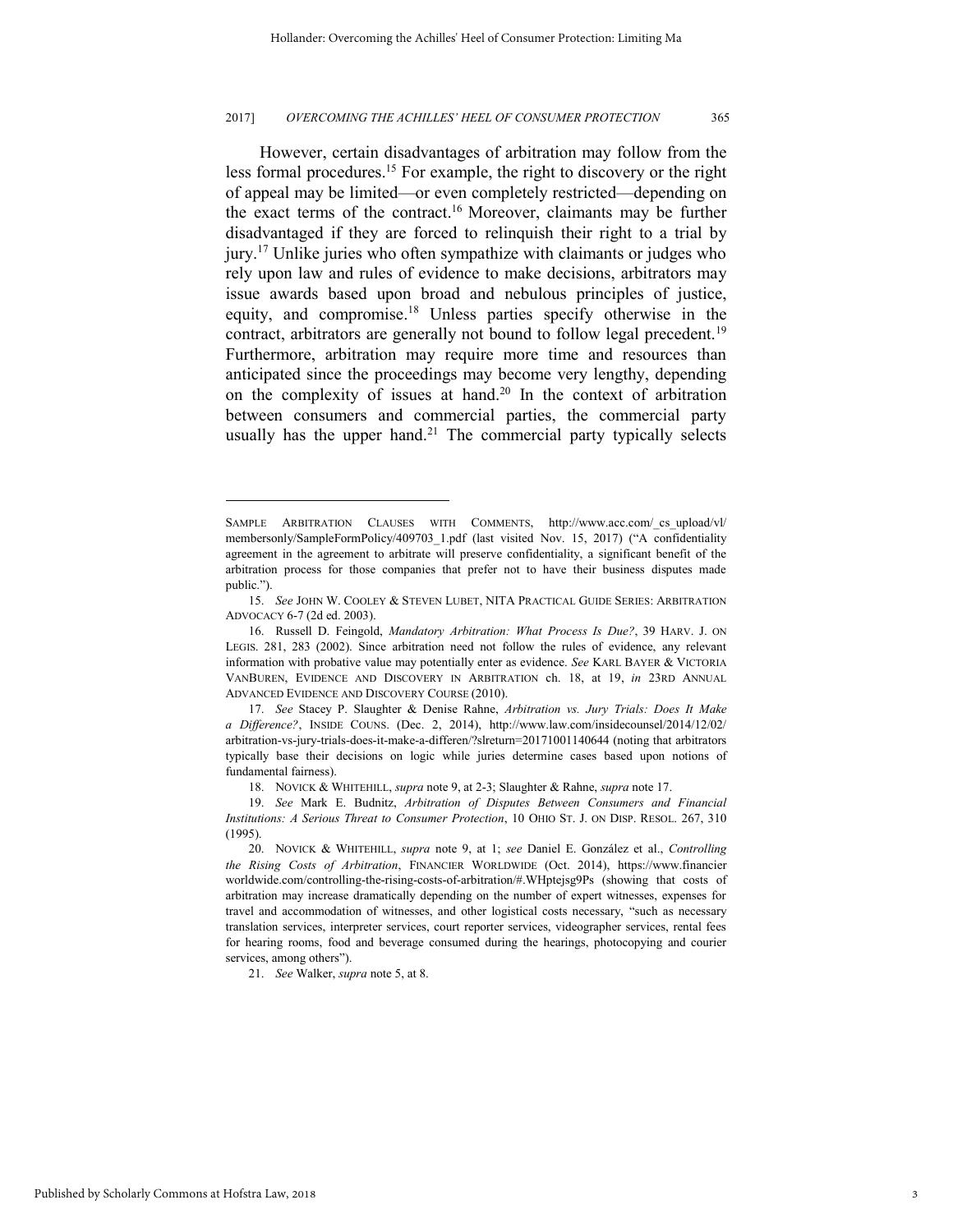However, certain disadvantages of arbitration may follow from the less formal procedures.[15] For example, the right to discovery or the right of appeal may be limited—or even completely restricted—depending on the exact terms of the contract.[16] Moreover, claimants may be further disadvantaged if they are forced to relinquish their right to a trial by jury.[17] Unlike juries who often sympathize with claimants or judges who rely upon law and rules of evidence to make decisions, arbitrators may issue awards based upon broad and nebulous principles of justice, equity, and compromise.[18] Unless parties specify otherwise in the contract, arbitrators are generally not bound to follow legal precedent.[19] Furthermore, arbitration may require more time and resources than anticipated since the proceedings may become very lengthy, depending on the complexity of issues at hand.[20] In the context of arbitration between consumers and commercial parties, the commercial party usually has the upper hand.[21] The commercial party typically selects

---

SAMPLE ARBITRATION CLAUSES WITH COMMENTS, http://www.acc.com/_cs_upload/vl/membersonly/SampleFormPolicy/409703_1.pdf (last visited Nov. 15, 2017) ("A confidentiality agreement in the agreement to arbitrate will preserve confidentiality, a significant benefit of the arbitration process for those companies that prefer not to have their business disputes made public.").

15. *See* JOHN W. COOLEY & STEVEN LUBET, NITA PRACTICAL GUIDE SERIES: ARBITRATION ADVOCACY 6-7 (2d ed. 2003).

16. Russell D. Feingold, *Mandatory Arbitration: What Process Is Due?*, 39 HARV. J. ON LEGIS. 281, 283 (2002). Since arbitration need not follow the rules of evidence, any relevant information with probative value may potentially enter as evidence. *See* KARL BAYER & VICTORIA VANBUREN, EVIDENCE AND DISCOVERY IN ARBITRATION ch. 18, at 19, *in* 23RD ANNUAL ADVANCED EVIDENCE AND DISCOVERY COURSE (2010).

17. *See* Stacey P. Slaughter & Denise Rahne, *Arbitration vs. Jury Trials: Does It Make a Difference?*, INSIDE COUNS. (Dec. 2, 2014), http://www.law.com/insidecounsel/2014/12/02/arbitration-vs-jury-trials-does-it-make-a-differen/?slreturn=20171001140644 (noting that arbitrators typically base their decisions on logic while juries determine cases based upon notions of fundamental fairness).

18. NOVICK & WHITEHILL, *supra* note 9, at 2-3; Slaughter & Rahne, *supra* note 17.

19. *See* Mark E. Budnitz, *Arbitration of Disputes Between Consumers and Financial Institutions: A Serious Threat to Consumer Protection*, 10 OHIO ST. J. ON DISP. RESOL. 267, 310 (1995).

20. NOVICK & WHITEHILL, *supra* note 9, at 1; *see* Daniel E. González et al., *Controlling the Rising Costs of Arbitration*, FINANCIER WORLDWIDE (Oct. 2014), https://www.financierworldwide.com/controlling-the-rising-costs-of-arbitration/#.WHptejsg9Ps (showing that costs of arbitration may increase dramatically depending on the number of expert witnesses, expenses for travel and accommodation of witnesses, and other logistical costs necessary, "such as necessary translation services, interpreter services, court reporter services, videographer services, rental fees for hearing rooms, food and beverage consumed during the hearings, photocopying and courier services, among others").

21. *See* Walker, *supra* note 5, at 8.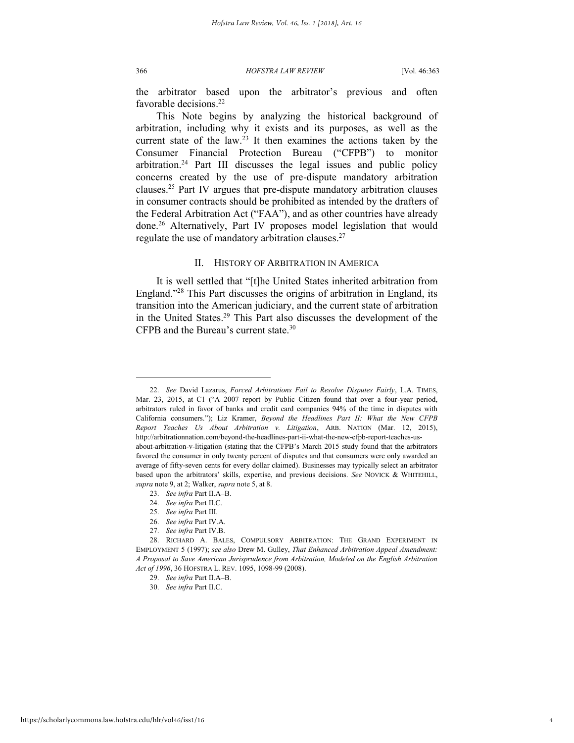the arbitrator based upon the arbitrator's previous and often favorable decisions.[22]

This Note begins by analyzing the historical background of arbitration, including why it exists and its purposes, as well as the current state of the law.[23] It then examines the actions taken by the Consumer Financial Protection Bureau ("CFPB") to monitor arbitration.[24] Part III discusses the legal issues and public policy concerns created by the use of pre-dispute mandatory arbitration clauses.[25] Part IV argues that pre-dispute mandatory arbitration clauses in consumer contracts should be prohibited as intended by the drafters of the Federal Arbitration Act ("FAA"), and as other countries have already done.[26] Alternatively, Part IV proposes model legislation that would regulate the use of mandatory arbitration clauses.[27]

## II. HISTORY OF ARBITRATION IN AMERICA

It is well settled that "[t]he United States inherited arbitration from England."[28] This Part discusses the origins of arbitration in England, its transition into the American judiciary, and the current state of arbitration in the United States.[29] This Part also discusses the development of the CFPB and the Bureau's current state.[30]

---

22. *See* David Lazarus, *Forced Arbitrations Fail to Resolve Disputes Fairly*, L.A. TIMES, Mar. 23, 2015, at C1 ("A 2007 report by Public Citizen found that over a four-year period, arbitrators ruled in favor of banks and credit card companies 94% of the time in disputes with California consumers."); Liz Kramer, *Beyond the Headlines Part II: What the New CFPB Report Teaches Us About Arbitration v. Litigation*, ARB. NATION (Mar. 12, 2015), http://arbitrationnation.com/beyond-the-headlines-part-ii-what-the-new-cfpb-report-teaches-us-about-arbitration-v-litigation (stating that the CFPB's March 2015 study found that the arbitrators favored the consumer in only twenty percent of disputes and that consumers were only awarded an average of fifty-seven cents for every dollar claimed). Businesses may typically select an arbitrator based upon the arbitrators' skills, expertise, and previous decisions. *See* NOVICK & WHITEHILL, *supra* note 9, at 2; Walker, *supra* note 5, at 8.

23. *See infra* Part II.A–B.

24. *See infra* Part II.C.

25. *See infra* Part III.

26. *See infra* Part IV.A.

27. *See infra* Part IV.B.

28. RICHARD A. BALES, COMPULSORY ARBITRATION: THE GRAND EXPERIMENT IN EMPLOYMENT 5 (1997); *see also* Drew M. Gulley, *That Enhanced Arbitration Appeal Amendment: A Proposal to Save American Jurisprudence from Arbitration, Modeled on the English Arbitration Act of 1996*, 36 HOFSTRA L. REV. 1095, 1098-99 (2008).

29. *See infra* Part II.A–B.

30. *See infra* Part II.C.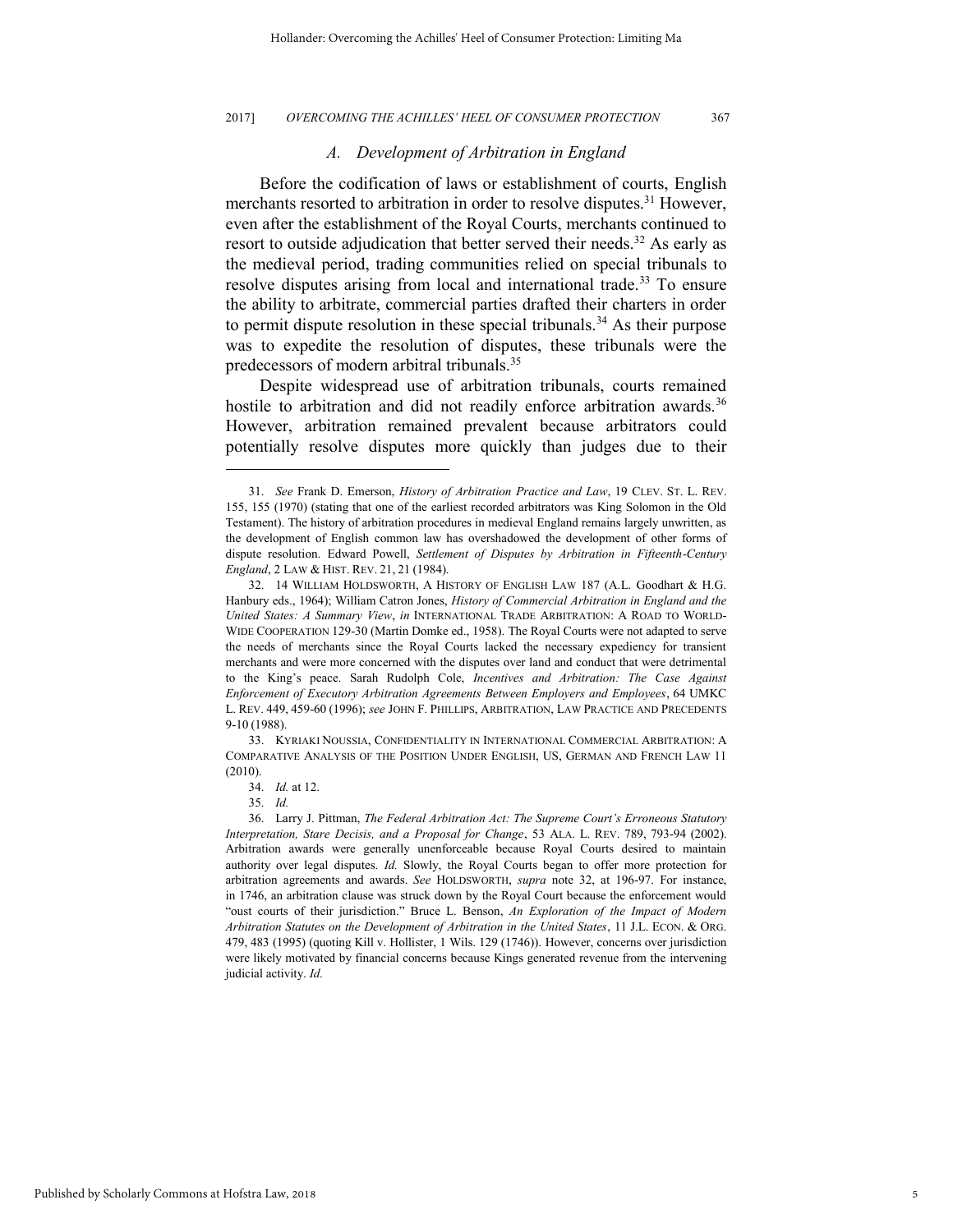### *A. Development of Arbitration in England*

Before the codification of laws or establishment of courts, English merchants resorted to arbitration in order to resolve disputes.[31] However, even after the establishment of the Royal Courts, merchants continued to resort to outside adjudication that better served their needs.[32] As early as the medieval period, trading communities relied on special tribunals to resolve disputes arising from local and international trade.[33] To ensure the ability to arbitrate, commercial parties drafted their charters in order to permit dispute resolution in these special tribunals.[34] As their purpose was to expedite the resolution of disputes, these tribunals were the predecessors of modern arbitral tribunals.[35]

Despite widespread use of arbitration tribunals, courts remained hostile to arbitration and did not readily enforce arbitration awards.[36] However, arbitration remained prevalent because arbitrators could potentially resolve disputes more quickly than judges due to their

---

31. *See* Frank D. Emerson, *History of Arbitration Practice and Law*, 19 CLEV. ST. L. REV. 155, 155 (1970) (stating that one of the earliest recorded arbitrators was King Solomon in the Old Testament). The history of arbitration procedures in medieval England remains largely unwritten, as the development of English common law has overshadowed the development of other forms of dispute resolution. Edward Powell, *Settlement of Disputes by Arbitration in Fifteenth-Century England*, 2 LAW & HIST. REV. 21, 21 (1984).

32. 14 WILLIAM HOLDSWORTH, A HISTORY OF ENGLISH LAW 187 (A.L. Goodhart & H.G. Hanbury eds., 1964); William Catron Jones, *History of Commercial Arbitration in England and the United States: A Summary View*, *in* INTERNATIONAL TRADE ARBITRATION: A ROAD TO WORLD-WIDE COOPERATION 129-30 (Martin Domke ed., 1958). The Royal Courts were not adapted to serve the needs of merchants since the Royal Courts lacked the necessary expediency for transient merchants and were more concerned with the disputes over land and conduct that were detrimental to the King's peace. Sarah Rudolph Cole, *Incentives and Arbitration: The Case Against Enforcement of Executory Arbitration Agreements Between Employers and Employees*, 64 UMKC L. REV. 449, 459-60 (1996); *see* JOHN F. PHILLIPS, ARBITRATION, LAW PRACTICE AND PRECEDENTS 9-10 (1988).

33. KYRIAKI NOUSSIA, CONFIDENTIALITY IN INTERNATIONAL COMMERCIAL ARBITRATION: A COMPARATIVE ANALYSIS OF THE POSITION UNDER ENGLISH, US, GERMAN AND FRENCH LAW 11 (2010).

34. *Id.* at 12.

35. *Id.*

36. Larry J. Pittman, *The Federal Arbitration Act: The Supreme Court's Erroneous Statutory Interpretation, Stare Decisis, and a Proposal for Change*, 53 ALA. L. REV. 789, 793-94 (2002). Arbitration awards were generally unenforceable because Royal Courts desired to maintain authority over legal disputes. *Id.* Slowly, the Royal Courts began to offer more protection for arbitration agreements and awards. *See* HOLDSWORTH, *supra* note 32, at 196-97. For instance, in 1746, an arbitration clause was struck down by the Royal Court because the enforcement would "oust courts of their jurisdiction." Bruce L. Benson, *An Exploration of the Impact of Modern Arbitration Statutes on the Development of Arbitration in the United States*, 11 J.L. ECON. & ORG. 479, 483 (1995) (quoting Kill v. Hollister, 1 Wils. 129 (1746)). However, concerns over jurisdiction were likely motivated by financial concerns because Kings generated revenue from the intervening judicial activity. *Id.*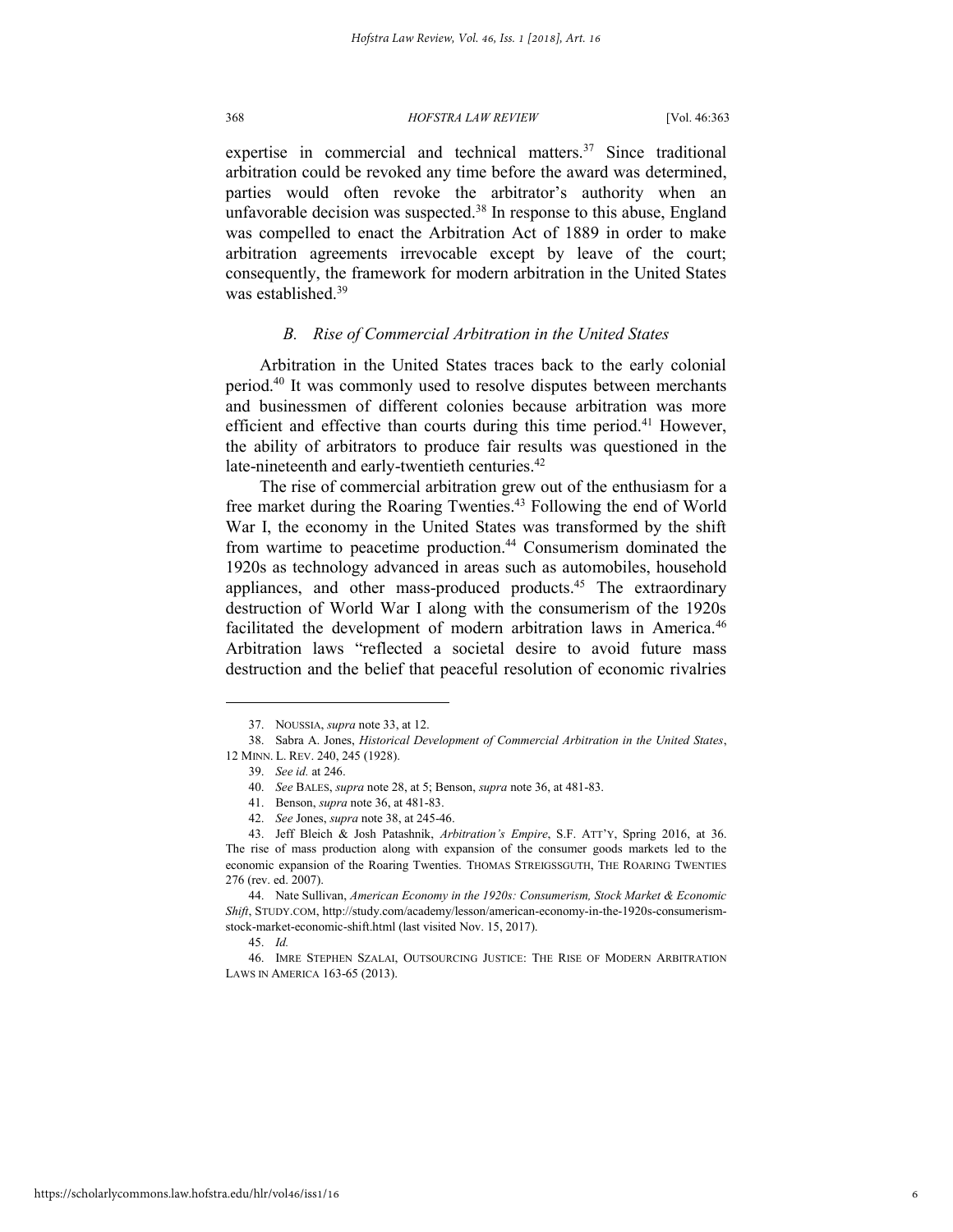expertise in commercial and technical matters.[37] Since traditional arbitration could be revoked any time before the award was determined, parties would often revoke the arbitrator's authority when an unfavorable decision was suspected.[38] In response to this abuse, England was compelled to enact the Arbitration Act of 1889 in order to make arbitration agreements irrevocable except by leave of the court; consequently, the framework for modern arbitration in the United States was established.[39]

### *B. Rise of Commercial Arbitration in the United States*

Arbitration in the United States traces back to the early colonial period.[40] It was commonly used to resolve disputes between merchants and businessmen of different colonies because arbitration was more efficient and effective than courts during this time period.[41] However, the ability of arbitrators to produce fair results was questioned in the late-nineteenth and early-twentieth centuries.[42]

The rise of commercial arbitration grew out of the enthusiasm for a free market during the Roaring Twenties.[43] Following the end of World War I, the economy in the United States was transformed by the shift from wartime to peacetime production.[44] Consumerism dominated the 1920s as technology advanced in areas such as automobiles, household appliances, and other mass-produced products.[45] The extraordinary destruction of World War I along with the consumerism of the 1920s facilitated the development of modern arbitration laws in America.[46] Arbitration laws "reflected a societal desire to avoid future mass destruction and the belief that peaceful resolution of economic rivalries

---

37. NOUSSIA, *supra* note 33, at 12.

38. Sabra A. Jones, *Historical Development of Commercial Arbitration in the United States*, 12 MINN. L. REV. 240, 245 (1928).

39. *See id.* at 246.

40. *See* BALES, *supra* note 28, at 5; Benson, *supra* note 36, at 481-83.

41. Benson, *supra* note 36, at 481-83.

42. *See* Jones, *supra* note 38, at 245-46.

43. Jeff Bleich & Josh Patashnik, *Arbitration's Empire*, S.F. ATT'Y, Spring 2016, at 36. The rise of mass production along with expansion of the consumer goods markets led to the economic expansion of the Roaring Twenties. THOMAS STREIGSSGUTH, THE ROARING TWENTIES 276 (rev. ed. 2007).

44. Nate Sullivan, *American Economy in the 1920s: Consumerism, Stock Market & Economic Shift*, STUDY.COM, http://study.com/academy/lesson/american-economy-in-the-1920s-consumerism-stock-market-economic-shift.html (last visited Nov. 15, 2017).

45. *Id.*

46. IMRE STEPHEN SZALAI, OUTSOURCING JUSTICE: THE RISE OF MODERN ARBITRATION LAWS IN AMERICA 163-65 (2013).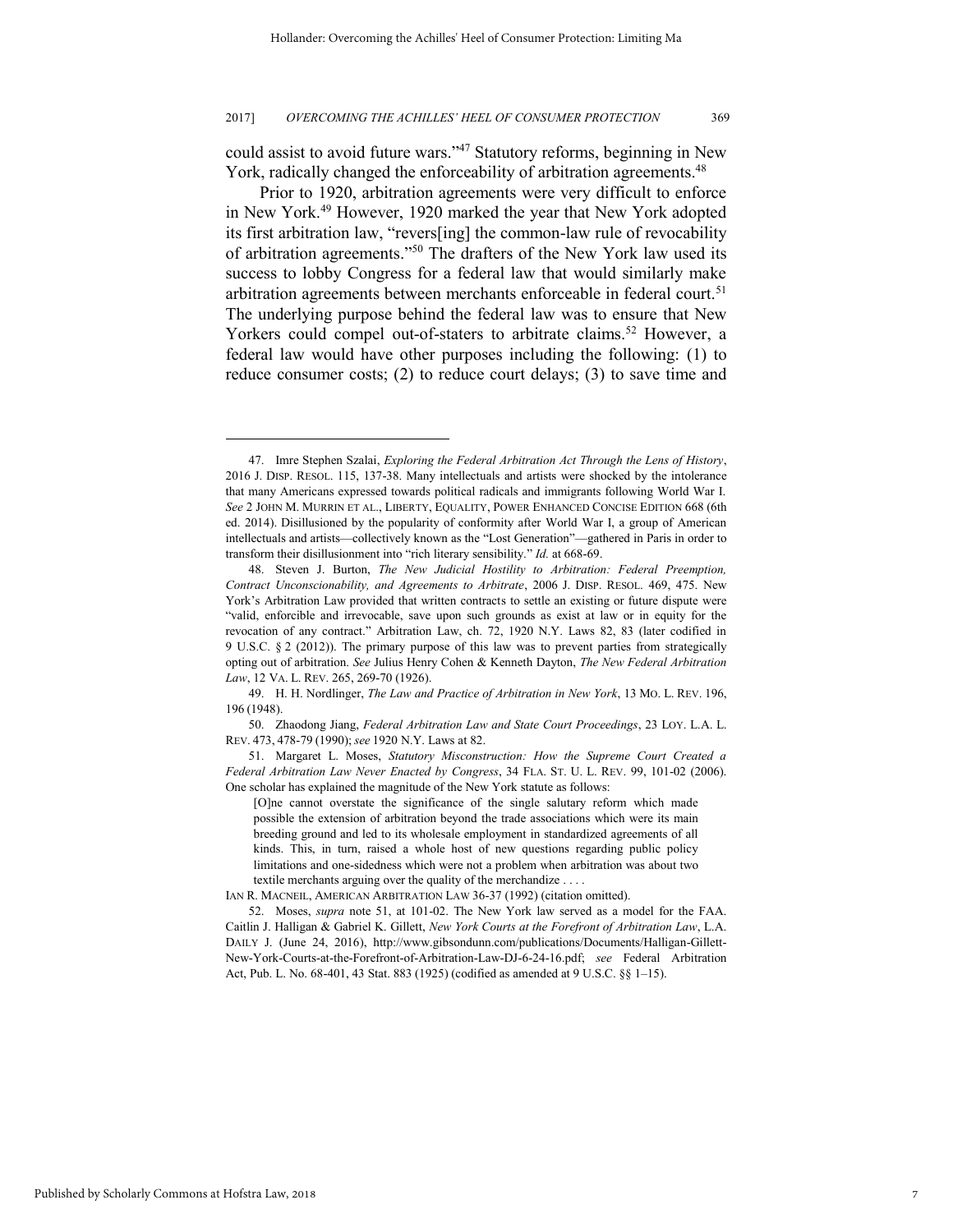could assist to avoid future wars."[47] Statutory reforms, beginning in New York, radically changed the enforceability of arbitration agreements.[48]

Prior to 1920, arbitration agreements were very difficult to enforce in New York.[49] However, 1920 marked the year that New York adopted its first arbitration law, "revers[ing] the common-law rule of revocability of arbitration agreements."[50] The drafters of the New York law used its success to lobby Congress for a federal law that would similarly make arbitration agreements between merchants enforceable in federal court.[51] The underlying purpose behind the federal law was to ensure that New Yorkers could compel out-of-staters to arbitrate claims.[52] However, a federal law would have other purposes including the following: (1) to reduce consumer costs; (2) to reduce court delays; (3) to save time and

---

47. Imre Stephen Szalai, *Exploring the Federal Arbitration Act Through the Lens of History*, 2016 J. DISP. RESOL. 115, 137-38. Many intellectuals and artists were shocked by the intolerance that many Americans expressed towards political radicals and immigrants following World War I. *See* 2 JOHN M. MURRIN ET AL., LIBERTY, EQUALITY, POWER ENHANCED CONCISE EDITION 668 (6th ed. 2014). Disillusioned by the popularity of conformity after World War I, a group of American intellectuals and artists—collectively known as the "Lost Generation"—gathered in Paris in order to transform their disillusionment into "rich literary sensibility." *Id.* at 668-69.

48. Steven J. Burton, *The New Judicial Hostility to Arbitration: Federal Preemption, Contract Unconscionability, and Agreements to Arbitrate*, 2006 J. DISP. RESOL. 469, 475. New York's Arbitration Law provided that written contracts to settle an existing or future dispute were "valid, enforcible and irrevocable, save upon such grounds as exist at law or in equity for the revocation of any contract." Arbitration Law, ch. 72, 1920 N.Y. Laws 82, 83 (later codified in 9 U.S.C. § 2 (2012)). The primary purpose of this law was to prevent parties from strategically opting out of arbitration. *See* Julius Henry Cohen & Kenneth Dayton, *The New Federal Arbitration Law*, 12 VA. L. REV. 265, 269-70 (1926).

49. H. H. Nordlinger, *The Law and Practice of Arbitration in New York*, 13 MO. L. REV. 196, 196 (1948).

50. Zhaodong Jiang, *Federal Arbitration Law and State Court Proceedings*, 23 LOY. L.A. L. REV. 473, 478-79 (1990); *see* 1920 N.Y. Laws at 82.

51. Margaret L. Moses, *Statutory Misconstruction: How the Supreme Court Created a Federal Arbitration Law Never Enacted by Congress*, 34 FLA. ST. U. L. REV. 99, 101-02 (2006). One scholar has explained the magnitude of the New York statute as follows:

> [O]ne cannot overstate the significance of the single salutary reform which made possible the extension of arbitration beyond the trade associations which were its main breeding ground and led to its wholesale employment in standardized agreements of all kinds. This, in turn, raised a whole host of new questions regarding public policy limitations and one-sidedness which were not a problem when arbitration was about two textile merchants arguing over the quality of the merchandize . . . .

IAN R. MACNEIL, AMERICAN ARBITRATION LAW 36-37 (1992) (citation omitted).

52. Moses, *supra* note 51, at 101-02. The New York law served as a model for the FAA. Caitlin J. Halligan & Gabriel K. Gillett, *New York Courts at the Forefront of Arbitration Law*, L.A. DAILY J. (June 24, 2016), http://www.gibsondunn.com/publications/Documents/Halligan-Gillett-New-York-Courts-at-the-Forefront-of-Arbitration-Law-DJ-6-24-16.pdf; *see* Federal Arbitration Act, Pub. L. No. 68-401, 43 Stat. 883 (1925) (codified as amended at 9 U.S.C. §§ 1–15).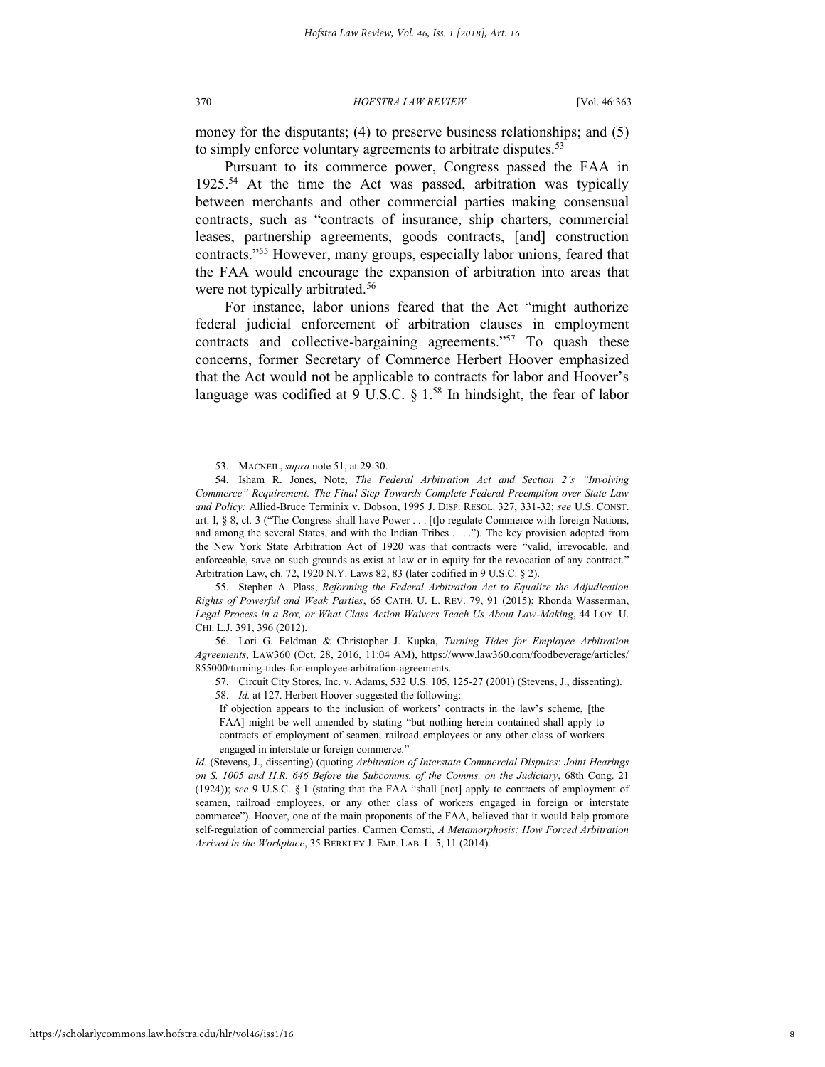money for the disputants; (4) to preserve business relationships; and (5) to simply enforce voluntary agreements to arbitrate disputes.[53]

Pursuant to its commerce power, Congress passed the FAA in 1925.[54] At the time the Act was passed, arbitration was typically between merchants and other commercial parties making consensual contracts, such as "contracts of insurance, ship charters, commercial leases, partnership agreements, goods contracts, [and] construction contracts."[55] However, many groups, especially labor unions, feared that the FAA would encourage the expansion of arbitration into areas that were not typically arbitrated.[56]

For instance, labor unions feared that the Act "might authorize federal judicial enforcement of arbitration clauses in employment contracts and collective-bargaining agreements."[57] To quash these concerns, former Secretary of Commerce Herbert Hoover emphasized that the Act would not be applicable to contracts for labor and Hoover's language was codified at 9 U.S.C. § 1.[58] In hindsight, the fear of labor

---

53. MACNEIL, *supra* note 51, at 29-30.

54. Isham R. Jones, Note, *The Federal Arbitration Act and Section 2's "Involving Commerce" Requirement: The Final Step Towards Complete Federal Preemption over State Law and Policy:* Allied-Bruce Terminix v. Dobson, 1995 J. DISP. RESOL. 327, 331-32; *see* U.S. CONST. art. I, § 8, cl. 3 ("The Congress shall have Power . . . [t]o regulate Commerce with foreign Nations, and among the several States, and with the Indian Tribes . . . ."). The key provision adopted from the New York State Arbitration Act of 1920 was that contracts were "valid, irrevocable, and enforceable, save on such grounds as exist at law or in equity for the revocation of any contract." Arbitration Law, ch. 72, 1920 N.Y. Laws 82, 83 (later codified in 9 U.S.C. § 2).

55. Stephen A. Plass, *Reforming the Federal Arbitration Act to Equalize the Adjudication Rights of Powerful and Weak Parties*, 65 CATH. U. L. REV. 79, 91 (2015); Rhonda Wasserman, *Legal Process in a Box, or What Class Action Waivers Teach Us About Law-Making*, 44 LOY. U. CHI. L.J. 391, 396 (2012).

56. Lori G. Feldman & Christopher J. Kupka, *Turning Tides for Employee Arbitration Agreements*, LAW360 (Oct. 28, 2016, 11:04 AM), https://www.law360.com/foodbeverage/articles/855000/turning-tides-for-employee-arbitration-agreements.

57. Circuit City Stores, Inc. v. Adams, 532 U.S. 105, 125-27 (2001) (Stevens, J., dissenting).

58. *Id.* at 127. Herbert Hoover suggested the following:

> If objection appears to the inclusion of workers' contracts in the law's scheme, [the FAA] might be well amended by stating "but nothing herein contained shall apply to contracts of employment of seamen, railroad employees or any other class of workers engaged in interstate or foreign commerce."

*Id.* (Stevens, J., dissenting) (quoting *Arbitration of Interstate Commercial Disputes*: *Joint Hearings on S. 1005 and H.R. 646 Before the Subcomms. of the Comms. on the Judiciary*, 68th Cong. 21 (1924)); *see* 9 U.S.C. § 1 (stating that the FAA "shall [not] apply to contracts of employment of seamen, railroad employees, or any other class of workers engaged in foreign or interstate commerce"). Hoover, one of the main proponents of the FAA, believed that it would help promote self-regulation of commercial parties. Carmen Comsti, *A Metamorphosis: How Forced Arbitration Arrived in the Workplace*, 35 BERKLEY J. EMP. LAB. L. 5, 11 (2014).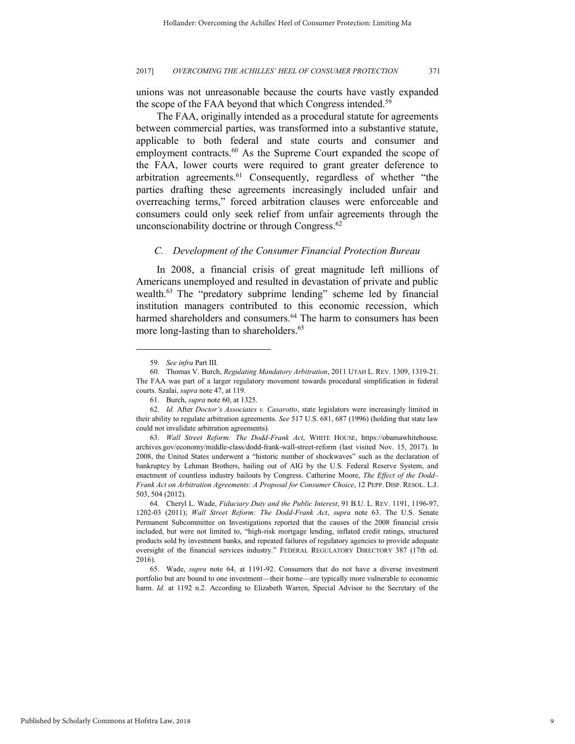unions was not unreasonable because the courts have vastly expanded the scope of the FAA beyond that which Congress intended.[59]

The FAA, originally intended as a procedural statute for agreements between commercial parties, was transformed into a substantive statute, applicable to both federal and state courts and consumer and employment contracts.[60] As the Supreme Court expanded the scope of the FAA, lower courts were required to grant greater deference to arbitration agreements.[61] Consequently, regardless of whether "the parties drafting these agreements increasingly included unfair and overreaching terms," forced arbitration clauses were enforceable and consumers could only seek relief from unfair agreements through the unconscionability doctrine or through Congress.[62]

### *C. Development of the Consumer Financial Protection Bureau*

In 2008, a financial crisis of great magnitude left millions of Americans unemployed and resulted in devastation of private and public wealth.[63] The "predatory subprime lending" scheme led by financial institution managers contributed to this economic recession, which harmed shareholders and consumers.[64] The harm to consumers has been more long-lasting than to shareholders.[65]

---

59. *See infra* Part III.

60. Thomas V. Burch, *Regulating Mandatory Arbitration*, 2011 UTAH L. REV. 1309, 1319-21. The FAA was part of a larger regulatory movement towards procedural simplification in federal courts. Szalai, *supra* note 47, at 119.

61. Burch, *supra* note 60, at 1325.

62. *Id.* After *Doctor's Associates v. Casarotto*, state legislators were increasingly limited in their ability to regulate arbitration agreements. *See* 517 U.S. 681, 687 (1996) (holding that state law could not invalidate arbitration agreements).

63. *Wall Street Reform: The Dodd-Frank Act*, WHITE HOUSE, https://obamawhitehouse.archives.gov/economy/middle-class/dodd-frank-wall-street-reform (last visited Nov. 15, 2017). In 2008, the United States underwent a "historic number of shockwaves" such as the declaration of bankruptcy by Lehman Brothers, bailing out of AIG by the U.S. Federal Reserve System, and enactment of countless industry bailouts by Congress. Catherine Moore, *The Effect of the Dodd–Frank Act on Arbitration Agreements: A Proposal for Consumer Choice*, 12 PEPP. DISP. RESOL. L.J. 503, 504 (2012).

64. Cheryl L. Wade, *Fiduciary Duty and the Public Interest*, 91 B.U. L. REV. 1191, 1196-97, 1202-03 (2011); *Wall Street Reform: The Dodd-Frank Act*, *supra* note 63. The U.S. Senate Permanent Subcommittee on Investigations reported that the causes of the 2008 financial crisis included, but were not limited to, "high-risk mortgage lending, inflated credit ratings, structured products sold by investment banks, and repeated failures of regulatory agencies to provide adequate oversight of the financial services industry." FEDERAL REGULATORY DIRECTORY 387 (17th ed. 2016).

65. Wade, *supra* note 64, at 1191-92. Consumers that do not have a diverse investment portfolio but are bound to one investment—their home—are typically more vulnerable to economic harm. *Id.* at 1192 n.2. According to Elizabeth Warren, Special Advisor to the Secretary of the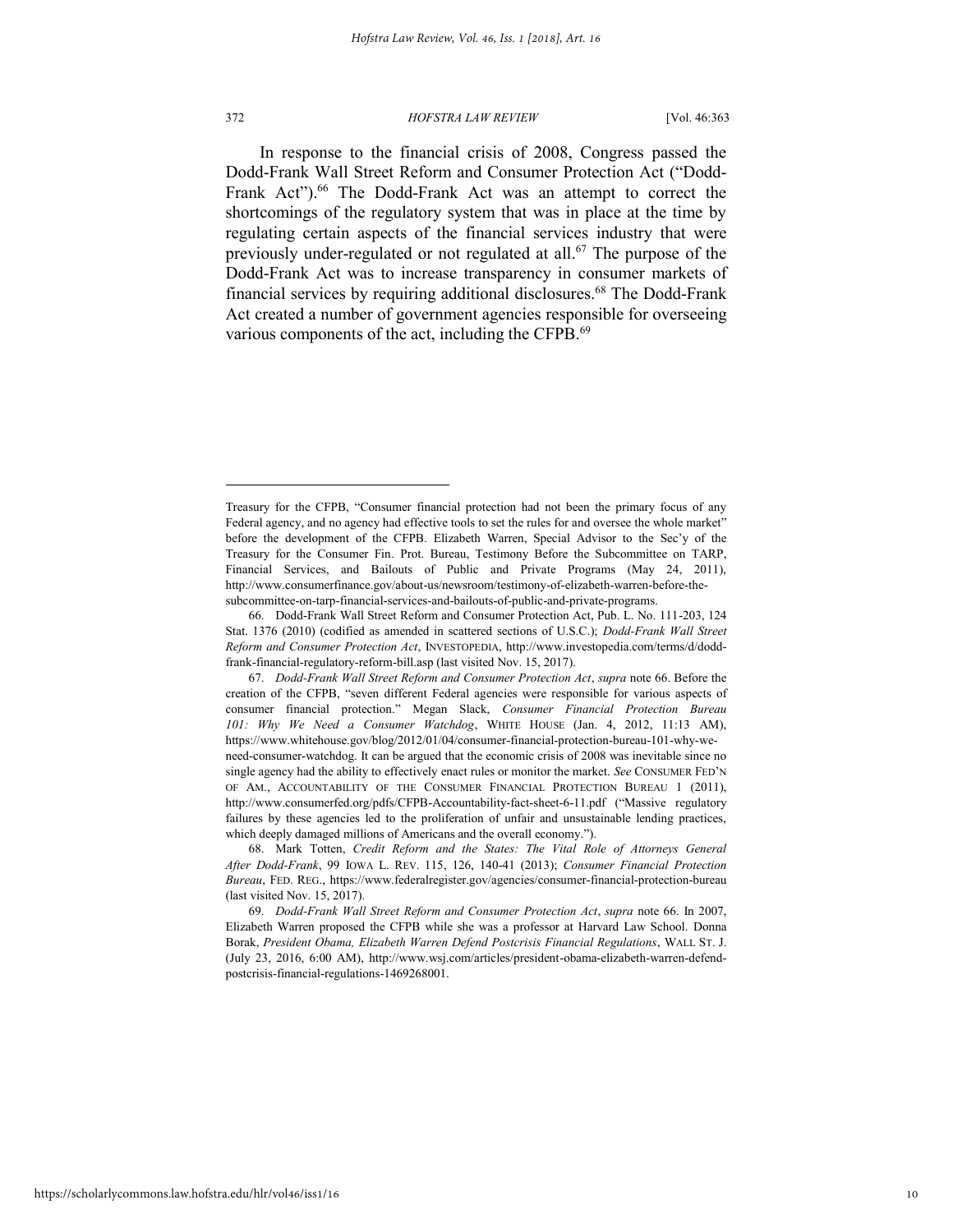In response to the financial crisis of 2008, Congress passed the Dodd-Frank Wall Street Reform and Consumer Protection Act ("Dodd-Frank Act").[66] The Dodd-Frank Act was an attempt to correct the shortcomings of the regulatory system that was in place at the time by regulating certain aspects of the financial services industry that were previously under-regulated or not regulated at all.[67] The purpose of the Dodd-Frank Act was to increase transparency in consumer markets of financial services by requiring additional disclosures.[68] The Dodd-Frank Act created a number of government agencies responsible for overseeing various components of the act, including the CFPB.[69]

---

Treasury for the CFPB, "Consumer financial protection had not been the primary focus of any Federal agency, and no agency had effective tools to set the rules for and oversee the whole market" before the development of the CFPB. Elizabeth Warren, Special Advisor to the Sec'y of the Treasury for the Consumer Fin. Prot. Bureau, Testimony Before the Subcommittee on TARP, Financial Services, and Bailouts of Public and Private Programs (May 24, 2011), http://www.consumerfinance.gov/about-us/newsroom/testimony-of-elizabeth-warren-before-the-subcommittee-on-tarp-financial-services-and-bailouts-of-public-and-private-programs.

66. Dodd-Frank Wall Street Reform and Consumer Protection Act, Pub. L. No. 111-203, 124 Stat. 1376 (2010) (codified as amended in scattered sections of U.S.C.); *Dodd-Frank Wall Street Reform and Consumer Protection Act*, INVESTOPEDIA, http://www.investopedia.com/terms/d/dodd-frank-financial-regulatory-reform-bill.asp (last visited Nov. 15, 2017).

67. *Dodd-Frank Wall Street Reform and Consumer Protection Act*, *supra* note 66. Before the creation of the CFPB, "seven different Federal agencies were responsible for various aspects of consumer financial protection." Megan Slack, *Consumer Financial Protection Bureau 101: Why We Need a Consumer Watchdog*, WHITE HOUSE (Jan. 4, 2012, 11:13 AM), https://www.whitehouse.gov/blog/2012/01/04/consumer-financial-protection-bureau-101-why-we-need-consumer-watchdog. It can be argued that the economic crisis of 2008 was inevitable since no single agency had the ability to effectively enact rules or monitor the market. *See* CONSUMER FED'N OF AM., ACCOUNTABILITY OF THE CONSUMER FINANCIAL PROTECTION BUREAU 1 (2011), http://www.consumerfed.org/pdfs/CFPB-Accountability-fact-sheet-6-11.pdf ("Massive regulatory failures by these agencies led to the proliferation of unfair and unsustainable lending practices, which deeply damaged millions of Americans and the overall economy.").

68. Mark Totten, *Credit Reform and the States: The Vital Role of Attorneys General After Dodd-Frank*, 99 IOWA L. REV. 115, 126, 140-41 (2013); *Consumer Financial Protection Bureau*, FED. REG., https://www.federalregister.gov/agencies/consumer-financial-protection-bureau (last visited Nov. 15, 2017).

69. *Dodd-Frank Wall Street Reform and Consumer Protection Act*, *supra* note 66. In 2007, Elizabeth Warren proposed the CFPB while she was a professor at Harvard Law School. Donna Borak, *President Obama, Elizabeth Warren Defend Postcrisis Financial Regulations*, WALL ST. J. (July 23, 2016, 6:00 AM), http://www.wsj.com/articles/president-obama-elizabeth-warren-defend-postcrisis-financial-regulations-1469268001.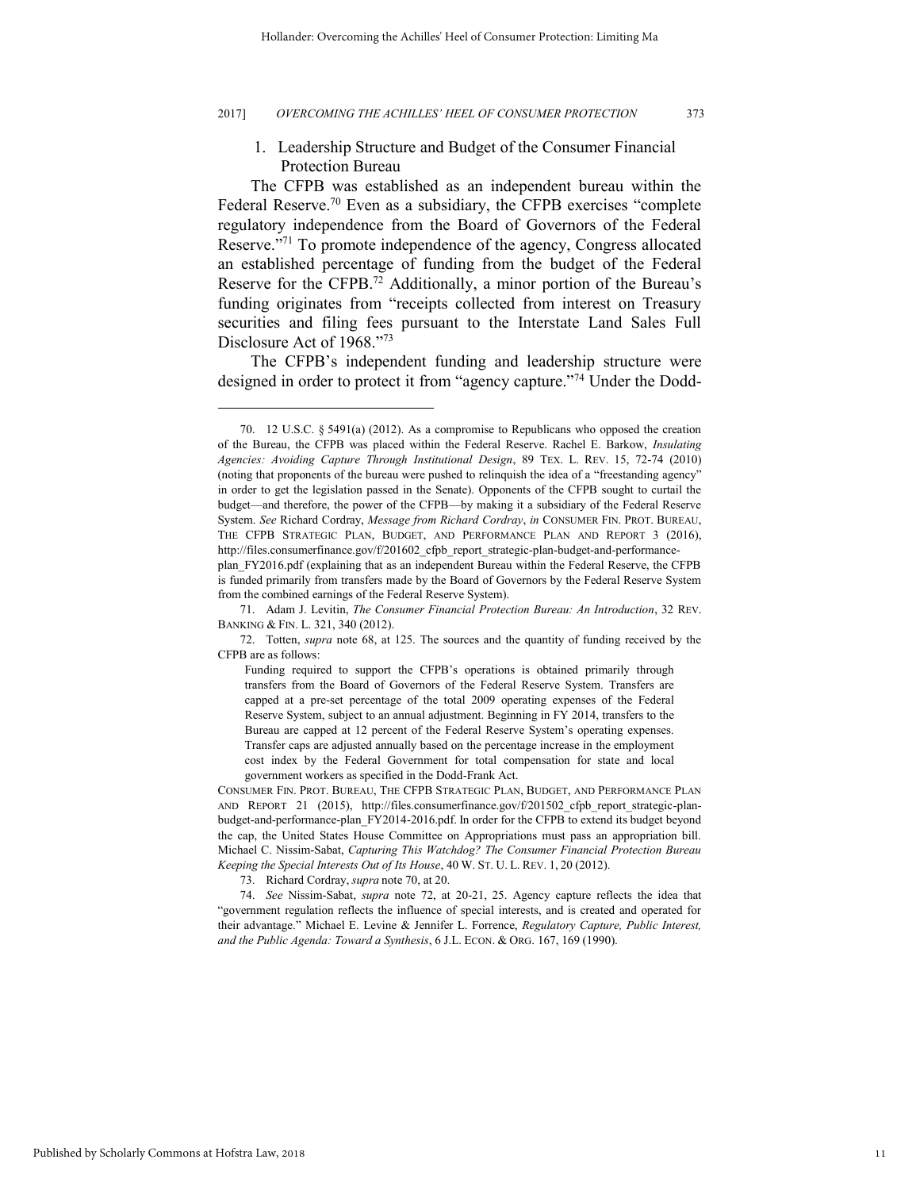### 1. Leadership Structure and Budget of the Consumer Financial Protection Bureau

The CFPB was established as an independent bureau within the Federal Reserve.[70] Even as a subsidiary, the CFPB exercises "complete regulatory independence from the Board of Governors of the Federal Reserve."[71] To promote independence of the agency, Congress allocated an established percentage of funding from the budget of the Federal Reserve for the CFPB.[72] Additionally, a minor portion of the Bureau's funding originates from "receipts collected from interest on Treasury securities and filing fees pursuant to the Interstate Land Sales Full Disclosure Act of 1968."[73]

The CFPB's independent funding and leadership structure were designed in order to protect it from "agency capture."[74] Under the Dodd-

---

70. 12 U.S.C. § 5491(a) (2012). As a compromise to Republicans who opposed the creation of the Bureau, the CFPB was placed within the Federal Reserve. Rachel E. Barkow, *Insulating Agencies: Avoiding Capture Through Institutional Design*, 89 TEX. L. REV. 15, 72-74 (2010) (noting that proponents of the bureau were pushed to relinquish the idea of a "freestanding agency" in order to get the legislation passed in the Senate). Opponents of the CFPB sought to curtail the budget—and therefore, the power of the CFPB—by making it a subsidiary of the Federal Reserve System. *See* Richard Cordray, *Message from Richard Cordray*, *in* CONSUMER FIN. PROT. BUREAU, THE CFPB STRATEGIC PLAN, BUDGET, AND PERFORMANCE PLAN AND REPORT 3 (2016), http://files.consumerfinance.gov/f/201602_cfpb_report_strategic-plan-budget-and-performance-plan_FY2016.pdf (explaining that as an independent Bureau within the Federal Reserve, the CFPB is funded primarily from transfers made by the Board of Governors by the Federal Reserve System from the combined earnings of the Federal Reserve System).

71. Adam J. Levitin, *The Consumer Financial Protection Bureau: An Introduction*, 32 REV. BANKING & FIN. L. 321, 340 (2012).

72. Totten, *supra* note 68, at 125. The sources and the quantity of funding received by the CFPB are as follows:

> Funding required to support the CFPB's operations is obtained primarily through transfers from the Board of Governors of the Federal Reserve System. Transfers are capped at a pre-set percentage of the total 2009 operating expenses of the Federal Reserve System, subject to an annual adjustment. Beginning in FY 2014, transfers to the Bureau are capped at 12 percent of the Federal Reserve System's operating expenses. Transfer caps are adjusted annually based on the percentage increase in the employment cost index by the Federal Government for total compensation for state and local government workers as specified in the Dodd-Frank Act.

CONSUMER FIN. PROT. BUREAU, THE CFPB STRATEGIC PLAN, BUDGET, AND PERFORMANCE PLAN AND REPORT 21 (2015), http://files.consumerfinance.gov/f/201502_cfpb_report_strategic-plan-budget-and-performance-plan_FY2014-2016.pdf. In order for the CFPB to extend its budget beyond the cap, the United States House Committee on Appropriations must pass an appropriation bill. Michael C. Nissim-Sabat, *Capturing This Watchdog? The Consumer Financial Protection Bureau Keeping the Special Interests Out of Its House*, 40 W. ST. U. L. REV. 1, 20 (2012).

73. Richard Cordray, *supra* note 70, at 20.

74. *See* Nissim-Sabat, *supra* note 72, at 20-21, 25. Agency capture reflects the idea that "government regulation reflects the influence of special interests, and is created and operated for their advantage." Michael E. Levine & Jennifer L. Forrence, *Regulatory Capture, Public Interest, and the Public Agenda: Toward a Synthesis*, 6 J.L. ECON. & ORG. 167, 169 (1990).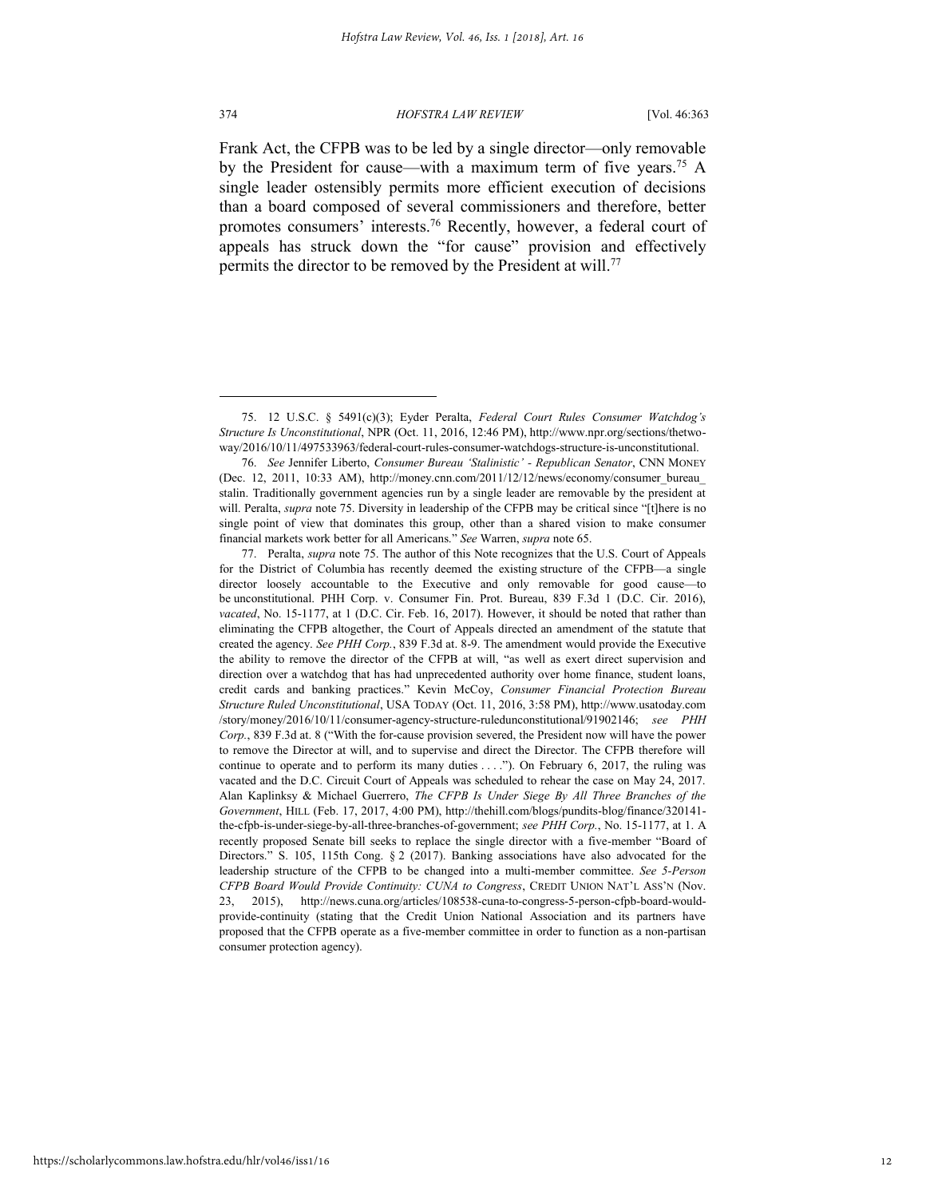Frank Act, the CFPB was to be led by a single director—only removable by the President for cause—with a maximum term of five years.[75] A single leader ostensibly permits more efficient execution of decisions than a board composed of several commissioners and therefore, better promotes consumers' interests.[76] Recently, however, a federal court of appeals has struck down the "for cause" provision and effectively permits the director to be removed by the President at will.[77]

---

75. 12 U.S.C. § 5491(c)(3); Eyder Peralta, *Federal Court Rules Consumer Watchdog's Structure Is Unconstitutional*, NPR (Oct. 11, 2016, 12:46 PM), http://www.npr.org/sections/thetwo-way/2016/10/11/497533963/federal-court-rules-consumer-watchdogs-structure-is-unconstitutional.

76. *See* Jennifer Liberto, *Consumer Bureau 'Stalinistic' - Republican Senator*, CNN MONEY (Dec. 12, 2011, 10:33 AM), http://money.cnn.com/2011/12/12/news/economy/consumer_bureau_stalin. Traditionally government agencies run by a single leader are removable by the president at will. Peralta, *supra* note 75. Diversity in leadership of the CFPB may be critical since "[t]here is no single point of view that dominates this group, other than a shared vision to make consumer financial markets work better for all Americans." *See* Warren, *supra* note 65.

77. Peralta, *supra* note 75. The author of this Note recognizes that the U.S. Court of Appeals for the District of Columbia has recently deemed the existing structure of the CFPB—a single director loosely accountable to the Executive and only removable for good cause—to be unconstitutional. PHH Corp. v. Consumer Fin. Prot. Bureau, 839 F.3d 1 (D.C. Cir. 2016), *vacated*, No. 15-1177, at 1 (D.C. Cir. Feb. 16, 2017). However, it should be noted that rather than eliminating the CFPB altogether, the Court of Appeals directed an amendment of the statute that created the agency. *See PHH Corp.*, 839 F.3d at. 8-9. The amendment would provide the Executive the ability to remove the director of the CFPB at will, "as well as exert direct supervision and direction over a watchdog that has had unprecedented authority over home finance, student loans, credit cards and banking practices." Kevin McCoy, *Consumer Financial Protection Bureau Structure Ruled Unconstitutional*, USA TODAY (Oct. 11, 2016, 3:58 PM), http://www.usatoday.com/story/money/2016/10/11/consumer-agency-structure-ruledunconstitutional/91902146; *see PHH Corp.*, 839 F.3d at. 8 ("With the for-cause provision severed, the President now will have the power to remove the Director at will, and to supervise and direct the Director. The CFPB therefore will continue to operate and to perform its many duties . . . ."). On February 6, 2017, the ruling was vacated and the D.C. Circuit Court of Appeals was scheduled to rehear the case on May 24, 2017. Alan Kaplinksy & Michael Guerrero, *The CFPB Is Under Siege By All Three Branches of the Government*, HILL (Feb. 17, 2017, 4:00 PM), http://thehill.com/blogs/pundits-blog/finance/320141-the-cfpb-is-under-siege-by-all-three-branches-of-government; *see PHH Corp.*, No. 15-1177, at 1. A recently proposed Senate bill seeks to replace the single director with a five-member "Board of Directors." S. 105, 115th Cong. § 2 (2017). Banking associations have also advocated for the leadership structure of the CFPB to be changed into a multi-member committee. *See 5-Person CFPB Board Would Provide Continuity: CUNA to Congress*, CREDIT UNION NAT'L ASS'N (Nov. 23, 2015), http://news.cuna.org/articles/108538-cuna-to-congress-5-person-cfpb-board-would-provide-continuity (stating that the Credit Union National Association and its partners have proposed that the CFPB operate as a five-member committee in order to function as a non-partisan consumer protection agency).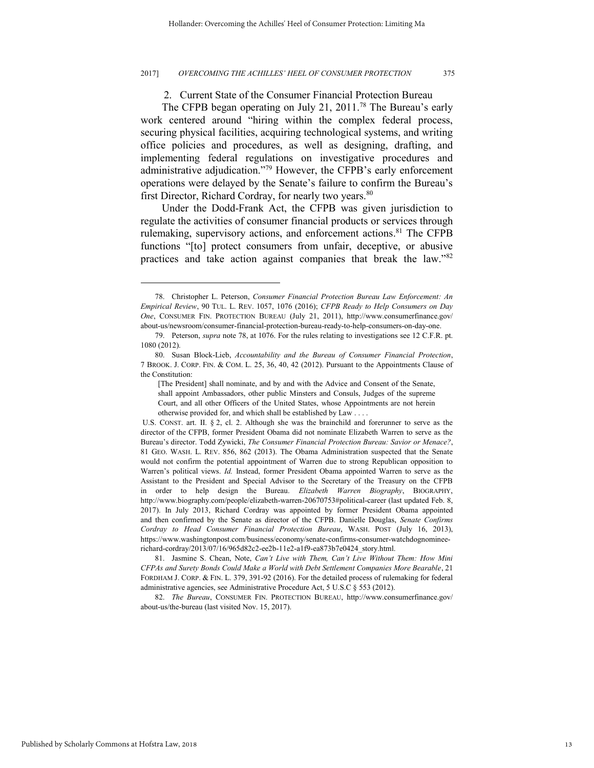### 2. Current State of the Consumer Financial Protection Bureau

The CFPB began operating on July 21, 2011.[78] The Bureau's early work centered around "hiring within the complex federal process, securing physical facilities, acquiring technological systems, and writing office policies and procedures, as well as designing, drafting, and implementing federal regulations on investigative procedures and administrative adjudication."[79] However, the CFPB's early enforcement operations were delayed by the Senate's failure to confirm the Bureau's first Director, Richard Cordray, for nearly two years.[80]

Under the Dodd-Frank Act, the CFPB was given jurisdiction to regulate the activities of consumer financial products or services through rulemaking, supervisory actions, and enforcement actions.[81] The CFPB functions "[to] protect consumers from unfair, deceptive, or abusive practices and take action against companies that break the law."[82]

---

78. Christopher L. Peterson, *Consumer Financial Protection Bureau Law Enforcement: An Empirical Review*, 90 TUL. L. REV. 1057, 1076 (2016); *CFPB Ready to Help Consumers on Day One*, CONSUMER FIN. PROTECTION BUREAU (July 21, 2011), http://www.consumerfinance.gov/about-us/newsroom/consumer-financial-protection-bureau-ready-to-help-consumers-on-day-one.

79. Peterson, *supra* note 78, at 1076. For the rules relating to investigations see 12 C.F.R. pt. 1080 (2012).

80. Susan Block-Lieb, *Accountability and the Bureau of Consumer Financial Protection*, 7 BROOK. J. CORP. FIN. & COM. L. 25, 36, 40, 42 (2012). Pursuant to the Appointments Clause of the Constitution:

> [The President] shall nominate, and by and with the Advice and Consent of the Senate, shall appoint Ambassadors, other public Minsters and Consuls, Judges of the supreme Court, and all other Officers of the United States, whose Appointments are not herein otherwise provided for, and which shall be established by Law . . . .

U.S. CONST. art. II. § 2, cl. 2. Although she was the brainchild and forerunner to serve as the director of the CFPB, former President Obama did not nominate Elizabeth Warren to serve as the Bureau's director. Todd Zywicki, *The Consumer Financial Protection Bureau: Savior or Menace?*, 81 GEO. WASH. L. REV. 856, 862 (2013). The Obama Administration suspected that the Senate would not confirm the potential appointment of Warren due to strong Republican opposition to Warren's political views. *Id.* Instead, former President Obama appointed Warren to serve as the Assistant to the President and Special Advisor to the Secretary of the Treasury on the CFPB in order to help design the Bureau. *Elizabeth Warren Biography*, BIOGRAPHY, http://www.biography.com/people/elizabeth-warren-20670753#political-career (last updated Feb. 8, 2017). In July 2013, Richard Cordray was appointed by former President Obama appointed and then confirmed by the Senate as director of the CFPB. Danielle Douglas, *Senate Confirms Cordray to Head Consumer Financial Protection Bureau*, WASH. POST (July 16, 2013), https://www.washingtonpost.com/business/economy/senate-confirms-consumer-watchdognominee-richard-cordray/2013/07/16/965d82c2-ee2b-11e2-a1f9-ea873b7e0424_story.html.

81. Jasmine S. Chean, Note, *Can't Live with Them, Can't Live Without Them: How Mini CFPAs and Surety Bonds Could Make a World with Debt Settlement Companies More Bearable*, 21 FORDHAM J. CORP. & FIN. L. 379, 391-92 (2016). For the detailed process of rulemaking for federal administrative agencies, see Administrative Procedure Act, 5 U.S.C § 553 (2012).

82. *The Bureau*, CONSUMER FIN. PROTECTION BUREAU, http://www.consumerfinance.gov/about-us/the-bureau (last visited Nov. 15, 2017).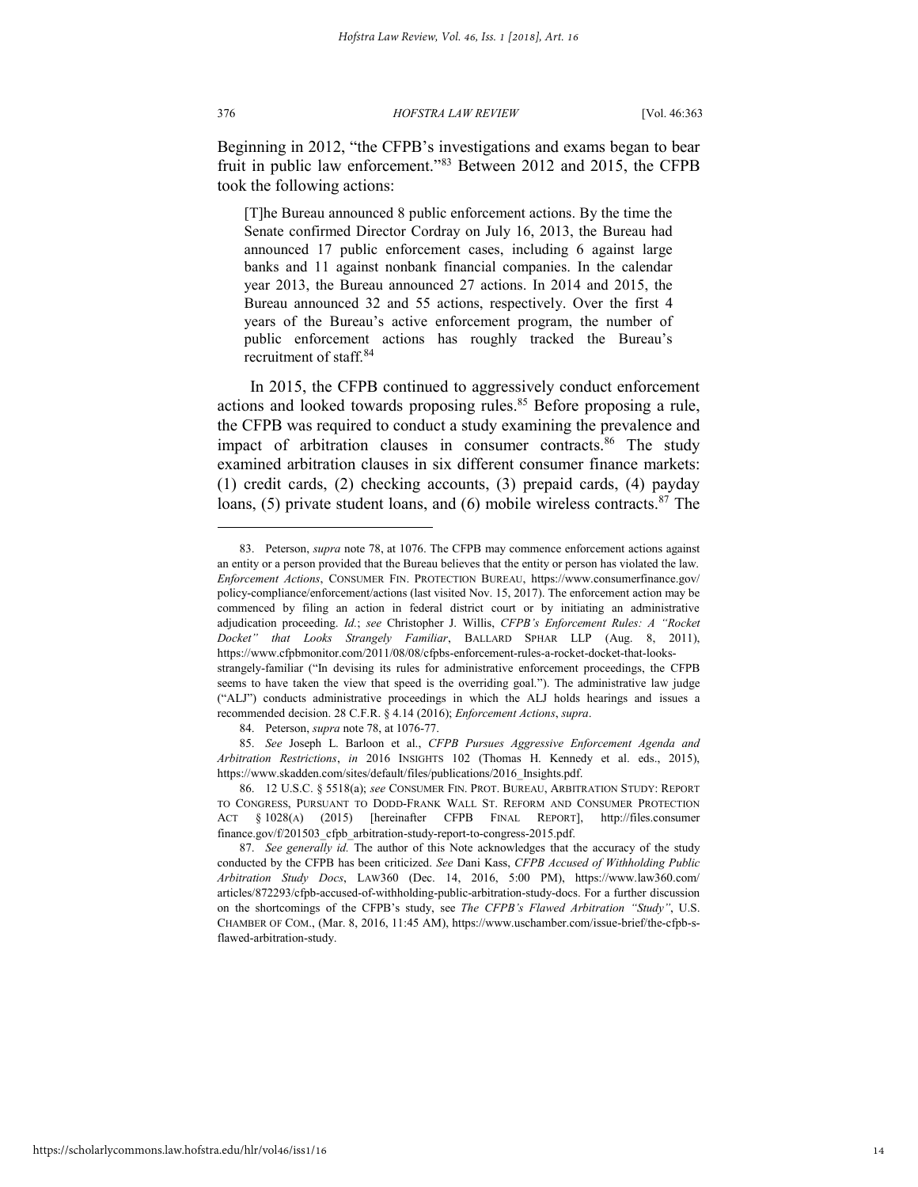Beginning in 2012, "the CFPB's investigations and exams began to bear fruit in public law enforcement."[83] Between 2012 and 2015, the CFPB took the following actions:

> [T]he Bureau announced 8 public enforcement actions. By the time the Senate confirmed Director Cordray on July 16, 2013, the Bureau had announced 17 public enforcement cases, including 6 against large banks and 11 against nonbank financial companies. In the calendar year 2013, the Bureau announced 27 actions. In 2014 and 2015, the Bureau announced 32 and 55 actions, respectively. Over the first 4 years of the Bureau's active enforcement program, the number of public enforcement actions has roughly tracked the Bureau's recruitment of staff.[84]

In 2015, the CFPB continued to aggressively conduct enforcement actions and looked towards proposing rules.[85] Before proposing a rule, the CFPB was required to conduct a study examining the prevalence and impact of arbitration clauses in consumer contracts.[86] The study examined arbitration clauses in six different consumer finance markets: (1) credit cards, (2) checking accounts, (3) prepaid cards, (4) payday loans, (5) private student loans, and (6) mobile wireless contracts.[87] The

---

83. Peterson, *supra* note 78, at 1076. The CFPB may commence enforcement actions against an entity or a person provided that the Bureau believes that the entity or person has violated the law. *Enforcement Actions*, CONSUMER FIN. PROTECTION BUREAU, https://www.consumerfinance.gov/policy-compliance/enforcement/actions (last visited Nov. 15, 2017). The enforcement action may be commenced by filing an action in federal district court or by initiating an administrative adjudication proceeding. *Id.*; *see* Christopher J. Willis, *CFPB's Enforcement Rules: A "Rocket Docket" that Looks Strangely Familiar*, BALLARD SPHAR LLP (Aug. 8, 2011), https://www.cfpbmonitor.com/2011/08/08/cfpbs-enforcement-rules-a-rocket-docket-that-looks-strangely-familiar ("In devising its rules for administrative enforcement proceedings, the CFPB seems to have taken the view that speed is the overriding goal."). The administrative law judge ("ALJ") conducts administrative proceedings in which the ALJ holds hearings and issues a recommended decision. 28 C.F.R. § 4.14 (2016); *Enforcement Actions*, *supra*.

84. Peterson, *supra* note 78, at 1076-77.

85. *See* Joseph L. Barloon et al., *CFPB Pursues Aggressive Enforcement Agenda and Arbitration Restrictions*, *in* 2016 INSIGHTS 102 (Thomas H. Kennedy et al. eds., 2015), https://www.skadden.com/sites/default/files/publications/2016_Insights.pdf.

86. 12 U.S.C. § 5518(a); *see* CONSUMER FIN. PROT. BUREAU, ARBITRATION STUDY: REPORT TO CONGRESS, PURSUANT TO DODD-FRANK WALL ST. REFORM AND CONSUMER PROTECTION ACT § 1028(A) (2015) [hereinafter CFPB FINAL REPORT], http://files.consumerfinance.gov/f/201503_cfpb_arbitration-study-report-to-congress-2015.pdf.

87. *See generally id.* The author of this Note acknowledges that the accuracy of the study conducted by the CFPB has been criticized. *See* Dani Kass, *CFPB Accused of Withholding Public Arbitration Study Docs*, LAW360 (Dec. 14, 2016, 5:00 PM), https://www.law360.com/articles/872293/cfpb-accused-of-withholding-public-arbitration-study-docs. For a further discussion on the shortcomings of the CFPB's study, see *The CFPB's Flawed Arbitration "Study"*, U.S. CHAMBER OF COM., (Mar. 8, 2016, 11:45 AM), https://www.uschamber.com/issue-brief/the-cfpb-s-flawed-arbitration-study.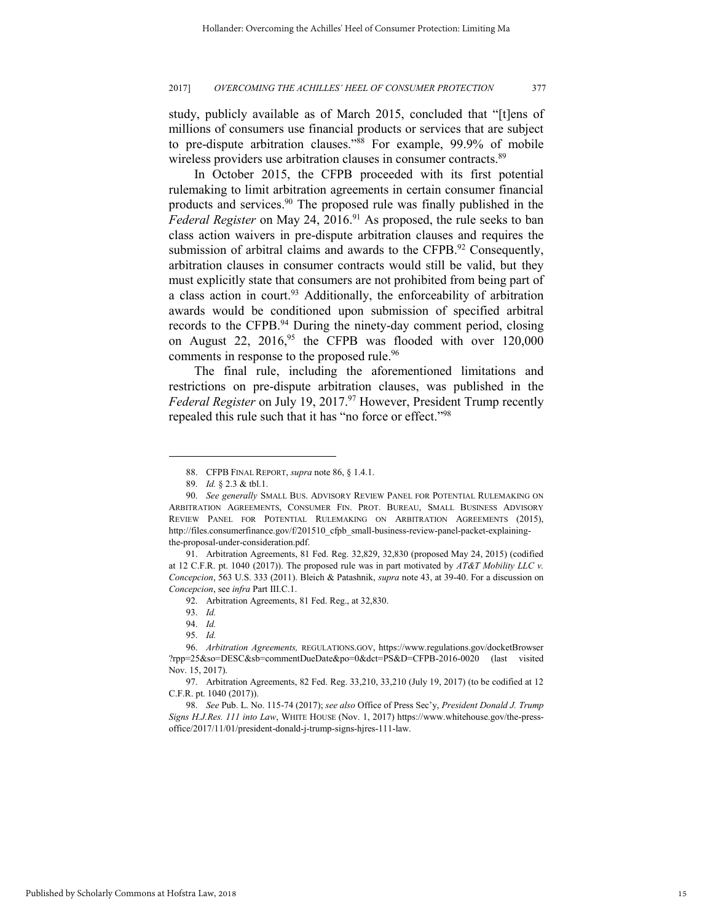study, publicly available as of March 2015, concluded that "[t]ens of millions of consumers use financial products or services that are subject to pre-dispute arbitration clauses."[88] For example, 99.9% of mobile wireless providers use arbitration clauses in consumer contracts.[89]

In October 2015, the CFPB proceeded with its first potential rulemaking to limit arbitration agreements in certain consumer financial products and services.[90] The proposed rule was finally published in the *Federal Register* on May 24, 2016.[91] As proposed, the rule seeks to ban class action waivers in pre-dispute arbitration clauses and requires the submission of arbitral claims and awards to the CFPB.[92] Consequently, arbitration clauses in consumer contracts would still be valid, but they must explicitly state that consumers are not prohibited from being part of a class action in court.[93] Additionally, the enforceability of arbitration awards would be conditioned upon submission of specified arbitral records to the CFPB.[94] During the ninety-day comment period, closing on August 22, 2016,[95] the CFPB was flooded with over 120,000 comments in response to the proposed rule.[96]

The final rule, including the aforementioned limitations and restrictions on pre-dispute arbitration clauses, was published in the *Federal Register* on July 19, 2017.[97] However, President Trump recently repealed this rule such that it has "no force or effect."[98]

---

88. CFPB FINAL REPORT, *supra* note 86, § 1.4.1.

89. *Id.* § 2.3 & tbl.1.

90. *See generally* SMALL BUS. ADVISORY REVIEW PANEL FOR POTENTIAL RULEMAKING ON ARBITRATION AGREEMENTS, CONSUMER FIN. PROT. BUREAU, SMALL BUSINESS ADVISORY REVIEW PANEL FOR POTENTIAL RULEMAKING ON ARBITRATION AGREEMENTS (2015), http://files.consumerfinance.gov/f/201510_cfpb_small-business-review-panel-packet-explaining-the-proposal-under-consideration.pdf.

91. Arbitration Agreements, 81 Fed. Reg. 32,829, 32,830 (proposed May 24, 2015) (codified at 12 C.F.R. pt. 1040 (2017)). The proposed rule was in part motivated by *AT&T Mobility LLC v. Concepcion*, 563 U.S. 333 (2011). Bleich & Patashnik, *supra* note 43, at 39-40. For a discussion on *Concepcion*, see *infra* Part III.C.1.

92. Arbitration Agreements, 81 Fed. Reg., at 32,830.

93. *Id.*

94. *Id.*

95. *Id.*

96. *Arbitration Agreements,* REGULATIONS.GOV, https://www.regulations.gov/docketBrowser?rpp=25&so=DESC&sb=commentDueDate&po=0&dct=PS&D=CFPB-2016-0020 (last visited Nov. 15, 2017).

97. Arbitration Agreements, 82 Fed. Reg. 33,210, 33,210 (July 19, 2017) (to be codified at 12 C.F.R. pt. 1040 (2017)).

98. *See* Pub. L. No. 115-74 (2017); *see also* Office of Press Sec'y, *President Donald J. Trump Signs H.J.Res. 111 into Law*, WHITE HOUSE (Nov. 1, 2017) https://www.whitehouse.gov/the-press-office/2017/11/01/president-donald-j-trump-signs-hjres-111-law.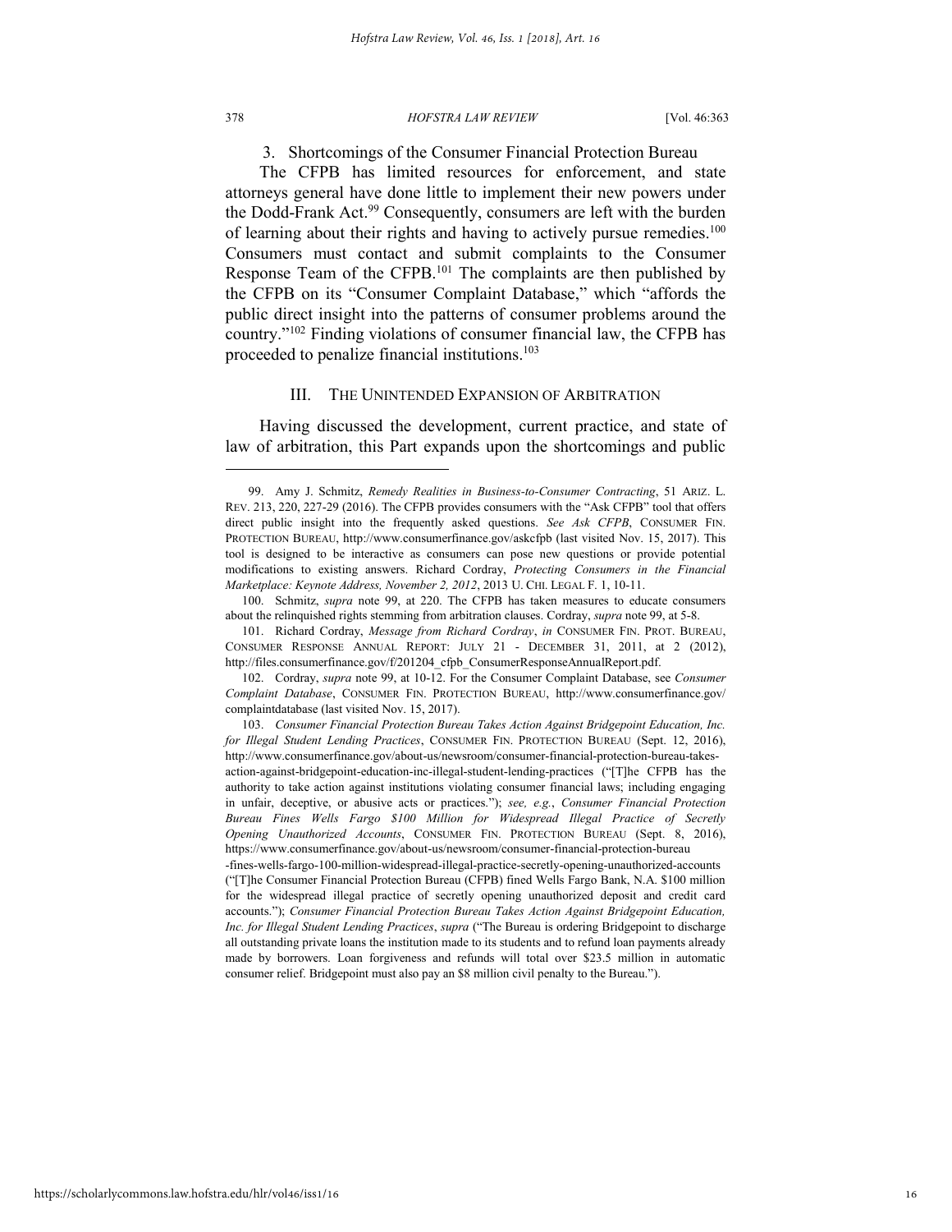### 3. Shortcomings of the Consumer Financial Protection Bureau

The CFPB has limited resources for enforcement, and state attorneys general have done little to implement their new powers under the Dodd-Frank Act.[99] Consequently, consumers are left with the burden of learning about their rights and having to actively pursue remedies.[100] Consumers must contact and submit complaints to the Consumer Response Team of the CFPB.[101] The complaints are then published by the CFPB on its "Consumer Complaint Database," which "affords the public direct insight into the patterns of consumer problems around the country."[102] Finding violations of consumer financial law, the CFPB has proceeded to penalize financial institutions.[103]

## III. THE UNINTENDED EXPANSION OF ARBITRATION

Having discussed the development, current practice, and state of law of arbitration, this Part expands upon the shortcomings and public

---

99. Amy J. Schmitz, *Remedy Realities in Business-to-Consumer Contracting*, 51 ARIZ. L. REV. 213, 220, 227-29 (2016). The CFPB provides consumers with the "Ask CFPB" tool that offers direct public insight into the frequently asked questions. *See Ask CFPB*, CONSUMER FIN. PROTECTION BUREAU, http://www.consumerfinance.gov/askcfpb (last visited Nov. 15, 2017). This tool is designed to be interactive as consumers can pose new questions or provide potential modifications to existing answers. Richard Cordray, *Protecting Consumers in the Financial Marketplace: Keynote Address, November 2, 2012*, 2013 U. CHI. LEGAL F. 1, 10-11.

100. Schmitz, *supra* note 99, at 220. The CFPB has taken measures to educate consumers about the relinquished rights stemming from arbitration clauses. Cordray, *supra* note 99, at 5-8.

101. Richard Cordray, *Message from Richard Cordray*, *in* CONSUMER FIN. PROT. BUREAU, CONSUMER RESPONSE ANNUAL REPORT: JULY 21 - DECEMBER 31, 2011, at 2 (2012), http://files.consumerfinance.gov/f/201204_cfpb_ConsumerResponseAnnualReport.pdf.

102. Cordray, *supra* note 99, at 10-12. For the Consumer Complaint Database, see *Consumer Complaint Database*, CONSUMER FIN. PROTECTION BUREAU, http://www.consumerfinance.gov/complaintdatabase (last visited Nov. 15, 2017).

103. *Consumer Financial Protection Bureau Takes Action Against Bridgepoint Education, Inc. for Illegal Student Lending Practices*, CONSUMER FIN. PROTECTION BUREAU (Sept. 12, 2016), http://www.consumerfinance.gov/about-us/newsroom/consumer-financial-protection-bureau-takes-action-against-bridgepoint-education-inc-illegal-student-lending-practices ("[T]he CFPB has the authority to take action against institutions violating consumer financial laws; including engaging in unfair, deceptive, or abusive acts or practices."); *see, e.g.*, *Consumer Financial Protection Bureau Fines Wells Fargo $100 Million for Widespread Illegal Practice of Secretly Opening Unauthorized Accounts*, CONSUMER FIN. PROTECTION BUREAU (Sept. 8, 2016), https://www.consumerfinance.gov/about-us/newsroom/consumer-financial-protection-bureau-fines-wells-fargo-100-million-widespread-illegal-practice-secretly-opening-unauthorized-accounts ("[T]he Consumer Financial Protection Bureau (CFPB) fined Wells Fargo Bank, N.A. $100 million for the widespread illegal practice of secretly opening unauthorized deposit and credit card accounts."); *Consumer Financial Protection Bureau Takes Action Against Bridgepoint Education, Inc. for Illegal Student Lending Practices*, *supra* ("The Bureau is ordering Bridgepoint to discharge all outstanding private loans the institution made to its students and to refund loan payments already made by borrowers. Loan forgiveness and refunds will total over $23.5 million in automatic consumer relief. Bridgepoint must also pay an $8 million civil penalty to the Bureau.").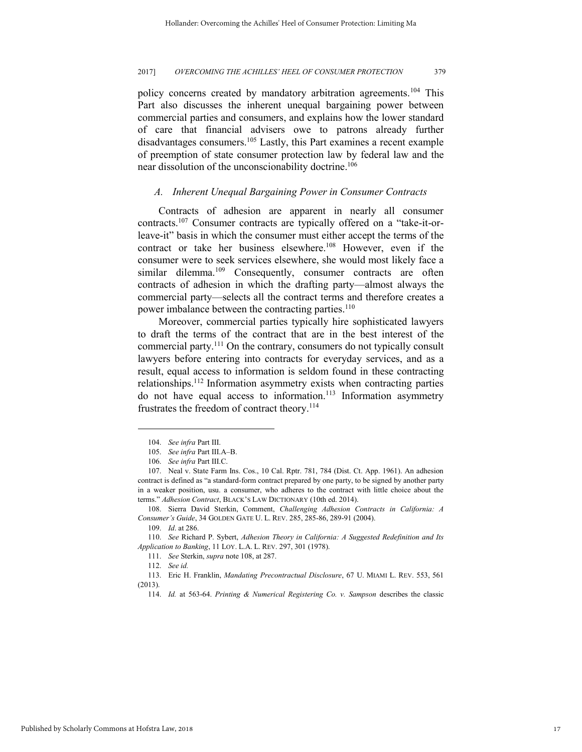policy concerns created by mandatory arbitration agreements.[104] This Part also discusses the inherent unequal bargaining power between commercial parties and consumers, and explains how the lower standard of care that financial advisers owe to patrons already further disadvantages consumers.[105] Lastly, this Part examines a recent example of preemption of state consumer protection law by federal law and the near dissolution of the unconscionability doctrine.[106]

### *A. Inherent Unequal Bargaining Power in Consumer Contracts*

Contracts of adhesion are apparent in nearly all consumer contracts.[107] Consumer contracts are typically offered on a "take-it-or-leave-it" basis in which the consumer must either accept the terms of the contract or take her business elsewhere.[108] However, even if the consumer were to seek services elsewhere, she would most likely face a similar dilemma.[109] Consequently, consumer contracts are often contracts of adhesion in which the drafting party—almost always the commercial party—selects all the contract terms and therefore creates a power imbalance between the contracting parties.[110]

Moreover, commercial parties typically hire sophisticated lawyers to draft the terms of the contract that are in the best interest of the commercial party.[111] On the contrary, consumers do not typically consult lawyers before entering into contracts for everyday services, and as a result, equal access to information is seldom found in these contracting relationships.[112] Information asymmetry exists when contracting parties do not have equal access to information.[113] Information asymmetry frustrates the freedom of contract theory.[114]

---

104. *See infra* Part III.

105. *See infra* Part III.A–B.

106. *See infra* Part III.C.

107. Neal v. State Farm Ins. Cos., 10 Cal. Rptr. 781, 784 (Dist. Ct. App. 1961). An adhesion contract is defined as "a standard-form contract prepared by one party, to be signed by another party in a weaker position, usu. a consumer, who adheres to the contract with little choice about the terms." *Adhesion Contract*, BLACK'S LAW DICTIONARY (10th ed. 2014).

108. Sierra David Sterkin, Comment, *Challenging Adhesion Contracts in California: A Consumer's Guide*, 34 GOLDEN GATE U. L. REV. 285, 285-86, 289-91 (2004).

109. *Id*. at 286.

110. *See* Richard P. Sybert, *Adhesion Theory in California: A Suggested Redefinition and Its Application to Banking*, 11 LOY. L.A. L. REV. 297, 301 (1978).

111. *See* Sterkin, *supra* note 108, at 287.

112. *See id.*

113. Eric H. Franklin, *Mandating Precontractual Disclosure*, 67 U. MIAMI L. REV. 553, 561 (2013).

114. *Id.* at 563-64. *Printing & Numerical Registering Co. v. Sampson* describes the classic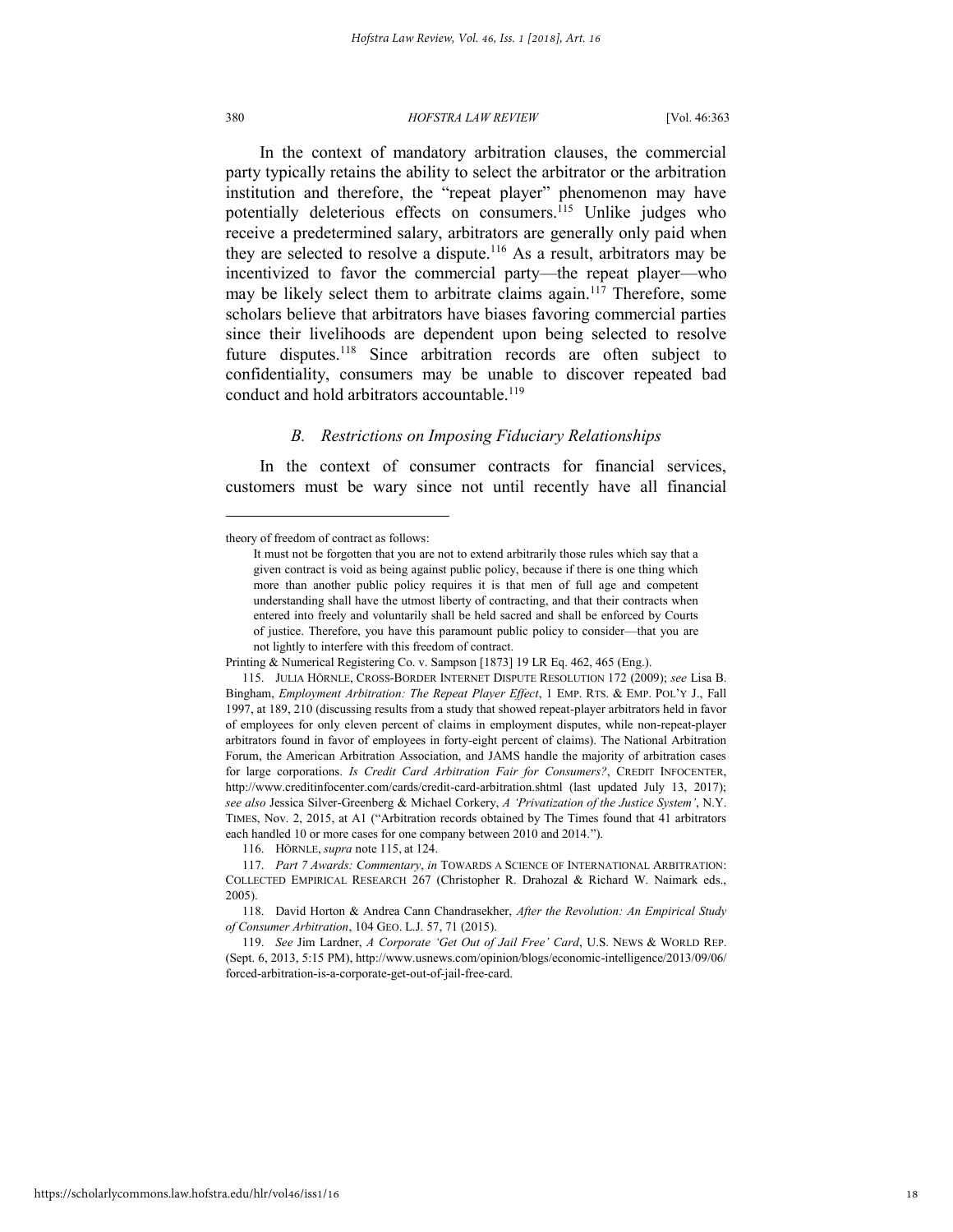In the context of mandatory arbitration clauses, the commercial party typically retains the ability to select the arbitrator or the arbitration institution and therefore, the "repeat player" phenomenon may have potentially deleterious effects on consumers.[115] Unlike judges who receive a predetermined salary, arbitrators are generally only paid when they are selected to resolve a dispute.[116] As a result, arbitrators may be incentivized to favor the commercial party—the repeat player—who may be likely select them to arbitrate claims again.[117] Therefore, some scholars believe that arbitrators have biases favoring commercial parties since their livelihoods are dependent upon being selected to resolve future disputes.[118] Since arbitration records are often subject to confidentiality, consumers may be unable to discover repeated bad conduct and hold arbitrators accountable.[119]

### *B. Restrictions on Imposing Fiduciary Relationships*

In the context of consumer contracts for financial services, customers must be wary since not until recently have all financial

---

theory of freedom of contract as follows:

> It must not be forgotten that you are not to extend arbitrarily those rules which say that a given contract is void as being against public policy, because if there is one thing which more than another public policy requires it is that men of full age and competent understanding shall have the utmost liberty of contracting, and that their contracts when entered into freely and voluntarily shall be held sacred and shall be enforced by Courts of justice. Therefore, you have this paramount public policy to consider—that you are not lightly to interfere with this freedom of contract.

Printing & Numerical Registering Co. v. Sampson [1873] 19 LR Eq. 462, 465 (Eng.).

115. JULIA HÖRNLE, CROSS-BORDER INTERNET DISPUTE RESOLUTION 172 (2009); *see* Lisa B. Bingham, *Employment Arbitration: The Repeat Player Effect*, 1 EMP. RTS. & EMP. POL'Y J., Fall 1997, at 189, 210 (discussing results from a study that showed repeat-player arbitrators held in favor of employees for only eleven percent of claims in employment disputes, while non-repeat-player arbitrators found in favor of employees in forty-eight percent of claims). The National Arbitration Forum, the American Arbitration Association, and JAMS handle the majority of arbitration cases for large corporations. *Is Credit Card Arbitration Fair for Consumers?*, CREDIT INFOCENTER, http://www.creditinfocenter.com/cards/credit-card-arbitration.shtml (last updated July 13, 2017); *see also* Jessica Silver-Greenberg & Michael Corkery, *A 'Privatization of the Justice System'*, N.Y. TIMES, Nov. 2, 2015, at A1 ("Arbitration records obtained by The Times found that 41 arbitrators each handled 10 or more cases for one company between 2010 and 2014.").

116. HÖRNLE, *supra* note 115, at 124.

117. *Part 7 Awards: Commentary*, *in* TOWARDS A SCIENCE OF INTERNATIONAL ARBITRATION: COLLECTED EMPIRICAL RESEARCH 267 (Christopher R. Drahozal & Richard W. Naimark eds., 2005).

118. David Horton & Andrea Cann Chandrasekher, *After the Revolution: An Empirical Study of Consumer Arbitration*, 104 GEO. L.J. 57, 71 (2015).

119. *See* Jim Lardner, *A Corporate 'Get Out of Jail Free' Card*, U.S. NEWS & WORLD REP. (Sept. 6, 2013, 5:15 PM), http://www.usnews.com/opinion/blogs/economic-intelligence/2013/09/06/forced-arbitration-is-a-corporate-get-out-of-jail-free-card.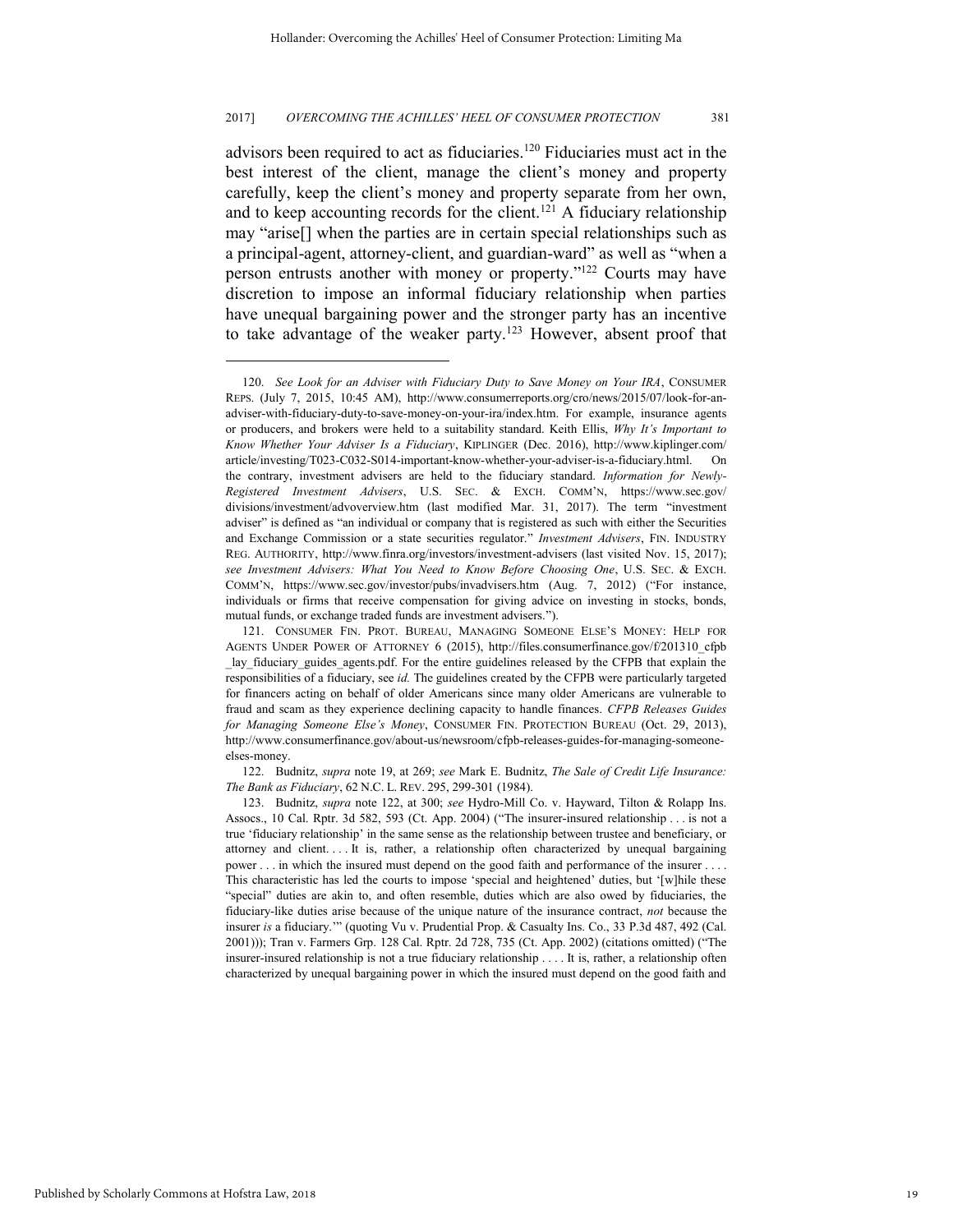advisors been required to act as fiduciaries.[120] Fiduciaries must act in the best interest of the client, manage the client's money and property carefully, keep the client's money and property separate from her own, and to keep accounting records for the client.[121] A fiduciary relationship may "arise[] when the parties are in certain special relationships such as a principal-agent, attorney-client, and guardian-ward" as well as "when a person entrusts another with money or property."[122] Courts may have discretion to impose an informal fiduciary relationship when parties have unequal bargaining power and the stronger party has an incentive to take advantage of the weaker party.[123] However, absent proof that

---

120. *See Look for an Adviser with Fiduciary Duty to Save Money on Your IRA*, CONSUMER REPS. (July 7, 2015, 10:45 AM), http://www.consumerreports.org/cro/news/2015/07/look-for-an-adviser-with-fiduciary-duty-to-save-money-on-your-ira/index.htm. For example, insurance agents or producers, and brokers were held to a suitability standard. Keith Ellis, *Why It's Important to Know Whether Your Adviser Is a Fiduciary*, KIPLINGER (Dec. 2016), http://www.kiplinger.com/article/investing/T023-C032-S014-important-know-whether-your-adviser-is-a-fiduciary.html. On the contrary, investment advisers are held to the fiduciary standard. *Information for Newly-Registered Investment Advisers*, U.S. SEC. & EXCH. COMM'N, https://www.sec.gov/divisions/investment/advoverview.htm (last modified Mar. 31, 2017). The term "investment adviser" is defined as "an individual or company that is registered as such with either the Securities and Exchange Commission or a state securities regulator." *Investment Advisers*, FIN. INDUSTRY REG. AUTHORITY, http://www.finra.org/investors/investment-advisers (last visited Nov. 15, 2017); *see Investment Advisers: What You Need to Know Before Choosing One*, U.S. SEC. & EXCH. COMM'N, https://www.sec.gov/investor/pubs/invadvisers.htm (Aug. 7, 2012) ("For instance, individuals or firms that receive compensation for giving advice on investing in stocks, bonds, mutual funds, or exchange traded funds are investment advisers.").

121. CONSUMER FIN. PROT. BUREAU, MANAGING SOMEONE ELSE'S MONEY: HELP FOR AGENTS UNDER POWER OF ATTORNEY 6 (2015), http://files.consumerfinance.gov/f/201310_cfpb_lay_fiduciary_guides_agents.pdf. For the entire guidelines released by the CFPB that explain the responsibilities of a fiduciary, see *id.* The guidelines created by the CFPB were particularly targeted for financers acting on behalf of older Americans since many older Americans are vulnerable to fraud and scam as they experience declining capacity to handle finances. *CFPB Releases Guides for Managing Someone Else's Money*, CONSUMER FIN. PROTECTION BUREAU (Oct. 29, 2013), http://www.consumerfinance.gov/about-us/newsroom/cfpb-releases-guides-for-managing-someone-elses-money.

122. Budnitz, *supra* note 19, at 269; *see* Mark E. Budnitz, *The Sale of Credit Life Insurance: The Bank as Fiduciary*, 62 N.C. L. REV. 295, 299-301 (1984).

123. Budnitz, *supra* note 122, at 300; *see* Hydro-Mill Co. v. Hayward, Tilton & Rolapp Ins. Assocs., 10 Cal. Rptr. 3d 582, 593 (Ct. App. 2004) ("The insurer-insured relationship . . . is not a true 'fiduciary relationship' in the same sense as the relationship between trustee and beneficiary, or attorney and client. . . . It is, rather, a relationship often characterized by unequal bargaining power . . . in which the insured must depend on the good faith and performance of the insurer . . . . This characteristic has led the courts to impose 'special and heightened' duties, but '[w]hile these "special" duties are akin to, and often resemble, duties which are also owed by fiduciaries, the fiduciary-like duties arise because of the unique nature of the insurance contract, *not* because the insurer *is* a fiduciary.'" (quoting Vu v. Prudential Prop. & Casualty Ins. Co., 33 P.3d 487, 492 (Cal. 2001))); Tran v. Farmers Grp. 128 Cal. Rptr. 2d 728, 735 (Ct. App. 2002) (citations omitted) ("The insurer-insured relationship is not a true fiduciary relationship . . . . It is, rather, a relationship often characterized by unequal bargaining power in which the insured must depend on the good faith and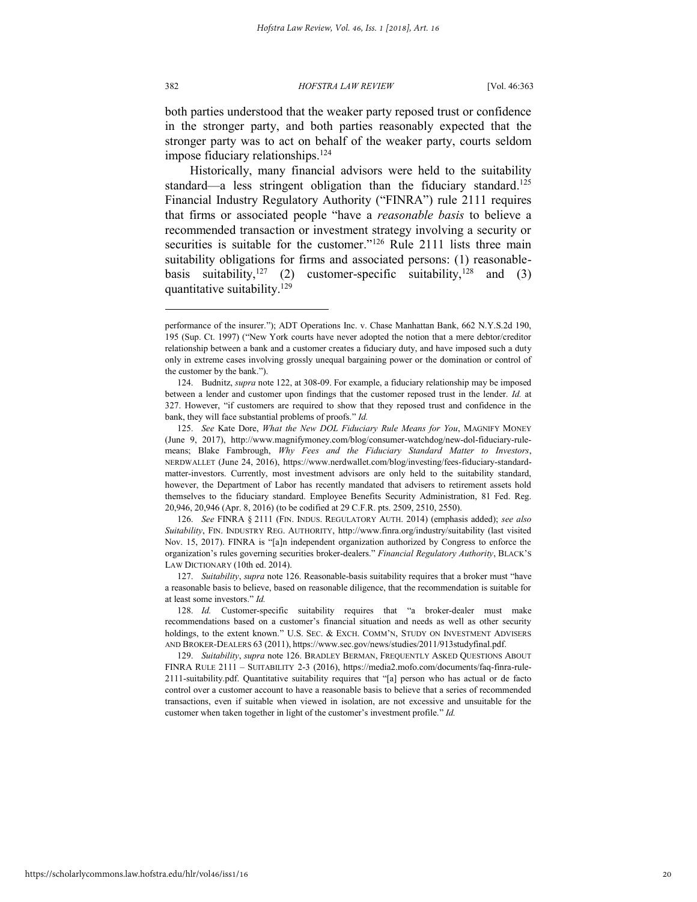both parties understood that the weaker party reposed trust or confidence in the stronger party, and both parties reasonably expected that the stronger party was to act on behalf of the weaker party, courts seldom impose fiduciary relationships.[124]

Historically, many financial advisors were held to the suitability standard—a less stringent obligation than the fiduciary standard.[125] Financial Industry Regulatory Authority ("FINRA") rule 2111 requires that firms or associated people "have a *reasonable basis* to believe a recommended transaction or investment strategy involving a security or securities is suitable for the customer."[126] Rule 2111 lists three main suitability obligations for firms and associated persons: (1) reasonable-basis suitability,[127] (2) customer-specific suitability,[128] and (3) quantitative suitability.[129]

---

performance of the insurer."); ADT Operations Inc. v. Chase Manhattan Bank, 662 N.Y.S.2d 190, 195 (Sup. Ct. 1997) ("New York courts have never adopted the notion that a mere debtor/creditor relationship between a bank and a customer creates a fiduciary duty, and have imposed such a duty only in extreme cases involving grossly unequal bargaining power or the domination or control of the customer by the bank.").

124. Budnitz, *supra* note 122, at 308-09. For example, a fiduciary relationship may be imposed between a lender and customer upon findings that the customer reposed trust in the lender. *Id.* at 327. However, "if customers are required to show that they reposed trust and confidence in the bank, they will face substantial problems of proofs." *Id.*

125. *See* Kate Dore, *What the New DOL Fiduciary Rule Means for You*, MAGNIFY MONEY (June 9, 2017), http://www.magnifymoney.com/blog/consumer-watchdog/new-dol-fiduciary-rule-means; Blake Fambrough, *Why Fees and the Fiduciary Standard Matter to Investors*, NERDWALLET (June 24, 2016), https://www.nerdwallet.com/blog/investing/fees-fiduciary-standard-matter-investors. Currently, most investment advisors are only held to the suitability standard, however, the Department of Labor has recently mandated that advisers to retirement assets hold themselves to the fiduciary standard. Employee Benefits Security Administration, 81 Fed. Reg. 20,946, 20,946 (Apr. 8, 2016) (to be codified at 29 C.F.R. pts. 2509, 2510, 2550).

126. *See* FINRA § 2111 (FIN. INDUS. REGULATORY AUTH. 2014) (emphasis added); *see also* *Suitability*, FIN. INDUSTRY REG. AUTHORITY, http://www.finra.org/industry/suitability (last visited Nov. 15, 2017). FINRA is "[a]n independent organization authorized by Congress to enforce the organization's rules governing securities broker-dealers." *Financial Regulatory Authority*, BLACK'S LAW DICTIONARY (10th ed. 2014).

127. *Suitability*, *supra* note 126. Reasonable-basis suitability requires that a broker must "have a reasonable basis to believe, based on reasonable diligence, that the recommendation is suitable for at least some investors." *Id.*

128. *Id.* Customer-specific suitability requires that "a broker-dealer must make recommendations based on a customer's financial situation and needs as well as other security holdings, to the extent known." U.S. SEC. & EXCH. COMM'N, STUDY ON INVESTMENT ADVISERS AND BROKER-DEALERS 63 (2011), https://www.sec.gov/news/studies/2011/913studyfinal.pdf.

129. *Suitability*, *supra* note 126. BRADLEY BERMAN, FREQUENTLY ASKED QUESTIONS ABOUT FINRA RULE 2111 – SUITABILITY 2-3 (2016), https://media2.mofo.com/documents/faq-finra-rule-2111-suitability.pdf. Quantitative suitability requires that "[a] person who has actual or de facto control over a customer account to have a reasonable basis to believe that a series of recommended transactions, even if suitable when viewed in isolation, are not excessive and unsuitable for the customer when taken together in light of the customer's investment profile." *Id.*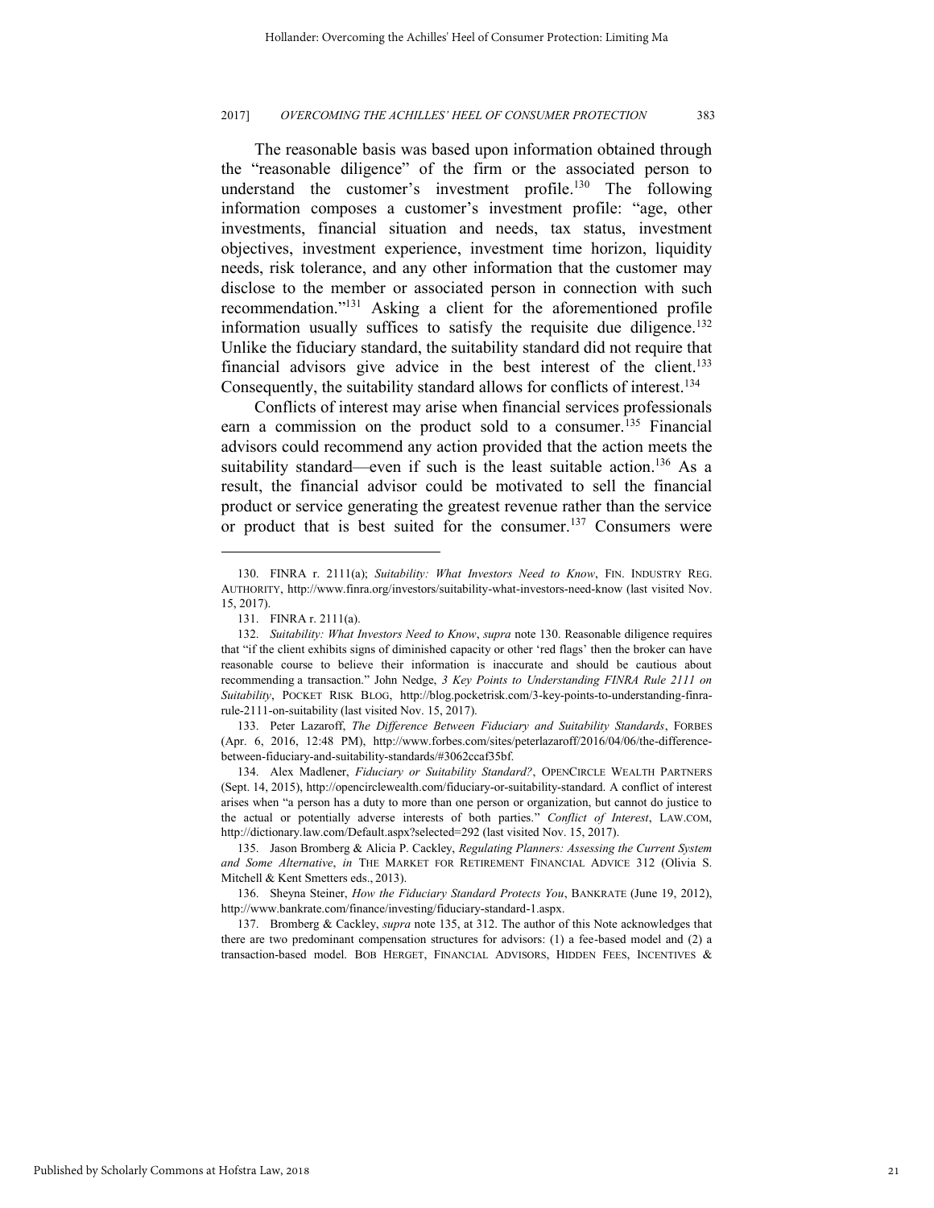The reasonable basis was based upon information obtained through the "reasonable diligence" of the firm or the associated person to understand the customer's investment profile.[130] The following information composes a customer's investment profile: "age, other investments, financial situation and needs, tax status, investment objectives, investment experience, investment time horizon, liquidity needs, risk tolerance, and any other information that the customer may disclose to the member or associated person in connection with such recommendation."[131] Asking a client for the aforementioned profile information usually suffices to satisfy the requisite due diligence.[132] Unlike the fiduciary standard, the suitability standard did not require that financial advisors give advice in the best interest of the client.[133] Consequently, the suitability standard allows for conflicts of interest.[134]

Conflicts of interest may arise when financial services professionals earn a commission on the product sold to a consumer.[135] Financial advisors could recommend any action provided that the action meets the suitability standard—even if such is the least suitable action.[136] As a result, the financial advisor could be motivated to sell the financial product or service generating the greatest revenue rather than the service or product that is best suited for the consumer.[137] Consumers were

---

130. FINRA r. 2111(a); *Suitability: What Investors Need to Know*, FIN. INDUSTRY REG. AUTHORITY, http://www.finra.org/investors/suitability-what-investors-need-know (last visited Nov. 15, 2017).

131. FINRA r. 2111(a).

132. *Suitability: What Investors Need to Know*, *supra* note 130. Reasonable diligence requires that "if the client exhibits signs of diminished capacity or other 'red flags' then the broker can have reasonable course to believe their information is inaccurate and should be cautious about recommending a transaction." John Nedge, *3 Key Points to Understanding FINRA Rule 2111 on Suitability*, POCKET RISK BLOG, http://blog.pocketrisk.com/3-key-points-to-understanding-finra-rule-2111-on-suitability (last visited Nov. 15, 2017).

133. Peter Lazaroff, *The Difference Between Fiduciary and Suitability Standards*, FORBES (Apr. 6, 2016, 12:48 PM), http://www.forbes.com/sites/peterlazaroff/2016/04/06/the-difference-between-fiduciary-and-suitability-standards/#3062ccaf35bf.

134. Alex Madlener, *Fiduciary or Suitability Standard?*, OPENCIRCLE WEALTH PARTNERS (Sept. 14, 2015), http://opencirclewealth.com/fiduciary-or-suitability-standard. A conflict of interest arises when "a person has a duty to more than one person or organization, but cannot do justice to the actual or potentially adverse interests of both parties." *Conflict of Interest*, LAW.COM, http://dictionary.law.com/Default.aspx?selected=292 (last visited Nov. 15, 2017).

135. Jason Bromberg & Alicia P. Cackley, *Regulating Planners: Assessing the Current System and Some Alternative*, *in* THE MARKET FOR RETIREMENT FINANCIAL ADVICE 312 (Olivia S. Mitchell & Kent Smetters eds., 2013).

136. Sheyna Steiner, *How the Fiduciary Standard Protects You*, BANKRATE (June 19, 2012), http://www.bankrate.com/finance/investing/fiduciary-standard-1.aspx.

137. Bromberg & Cackley, *supra* note 135, at 312. The author of this Note acknowledges that there are two predominant compensation structures for advisors: (1) a fee-based model and (2) a transaction-based model. BOB HERGET, FINANCIAL ADVISORS, HIDDEN FEES, INCENTIVES &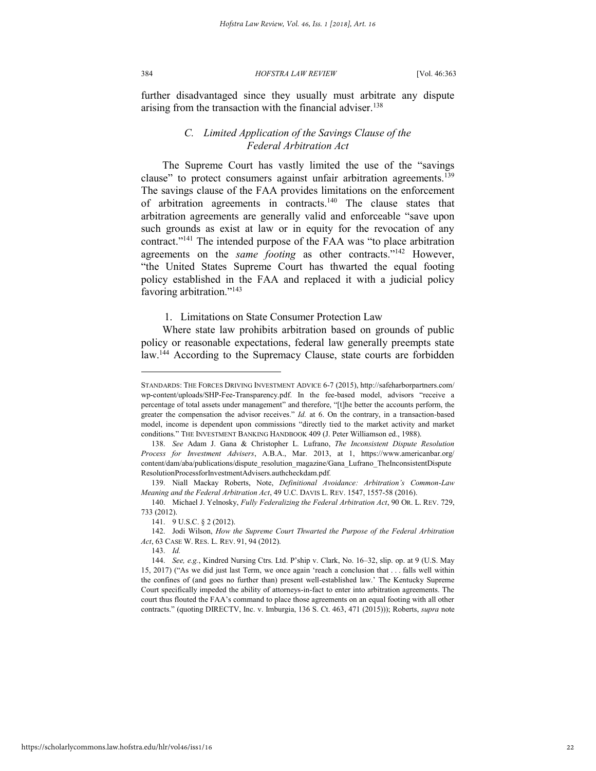further disadvantaged since they usually must arbitrate any dispute arising from the transaction with the financial adviser.[138]

### *C. Limited Application of the Savings Clause of the Federal Arbitration Act*

The Supreme Court has vastly limited the use of the "savings clause" to protect consumers against unfair arbitration agreements.[139] The savings clause of the FAA provides limitations on the enforcement of arbitration agreements in contracts.[140] The clause states that arbitration agreements are generally valid and enforceable "save upon such grounds as exist at law or in equity for the revocation of any contract."[141] The intended purpose of the FAA was "to place arbitration agreements on the *same footing* as other contracts."[142] However, "the United States Supreme Court has thwarted the equal footing policy established in the FAA and replaced it with a judicial policy favoring arbitration."[143]

#### 1. Limitations on State Consumer Protection Law

Where state law prohibits arbitration based on grounds of public policy or reasonable expectations, federal law generally preempts state law.[144] According to the Supremacy Clause, state courts are forbidden

---

STANDARDS: THE FORCES DRIVING INVESTMENT ADVICE 6-7 (2015), http://safeharborpartners.com/wp-content/uploads/SHP-Fee-Transparency.pdf. In the fee-based model, advisors "receive a percentage of total assets under management" and therefore, "[t]he better the accounts perform, the greater the compensation the advisor receives." *Id.* at 6. On the contrary, in a transaction-based model, income is dependent upon commissions "directly tied to the market activity and market conditions." THE INVESTMENT BANKING HANDBOOK 409 (J. Peter Williamson ed., 1988).

138. *See* Adam J. Gana & Christopher L. Lufrano, *The Inconsistent Dispute Resolution Process for Investment Advisers*, A.B.A., Mar. 2013, at 1, https://www.americanbar.org/content/dam/aba/publications/dispute_resolution_magazine/Gana_Lufrano_TheInconsistentDisputeResolutionProcessforInvestmentAdvisers.authcheckdam.pdf.

139. Niall Mackay Roberts, Note, *Definitional Avoidance: Arbitration's Common-Law Meaning and the Federal Arbitration Act*, 49 U.C. DAVIS L. REV. 1547, 1557-58 (2016).

140. Michael J. Yelnosky, *Fully Federalizing the Federal Arbitration Act*, 90 OR. L. REV. 729, 733 (2012).

141. 9 U.S.C. § 2 (2012).

142. Jodi Wilson, *How the Supreme Court Thwarted the Purpose of the Federal Arbitration Act*, 63 CASE W. RES. L. REV. 91, 94 (2012).

143. *Id.*

144. *See, e.g.*, Kindred Nursing Ctrs. Ltd. P'ship v. Clark, No. 16–32, slip. op. at 9 (U.S. May 15, 2017) ("As we did just last Term, we once again 'reach a conclusion that . . . falls well within the confines of (and goes no further than) present well-established law.' The Kentucky Supreme Court specifically impeded the ability of attorneys-in-fact to enter into arbitration agreements. The court thus flouted the FAA's command to place those agreements on an equal footing with all other contracts." (quoting DIRECTV, Inc. v. Imburgia, 136 S. Ct. 463, 471 (2015))); Roberts, *supra* note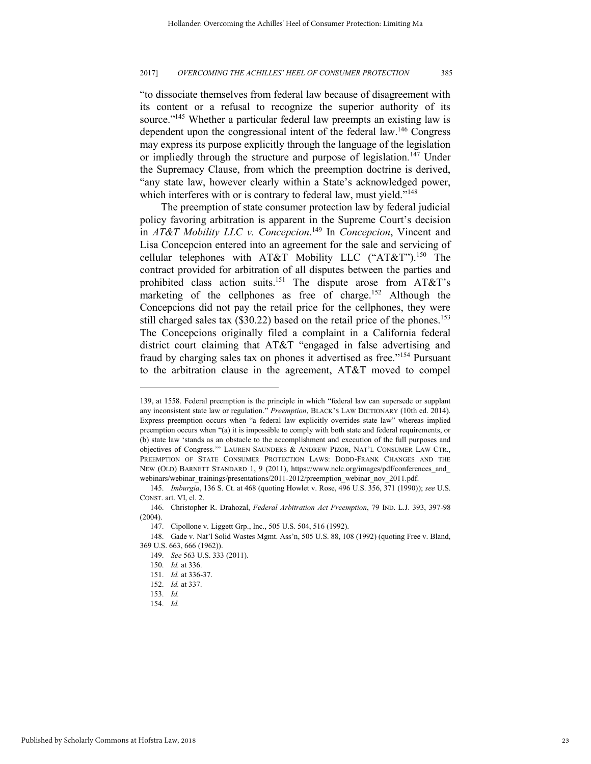"to dissociate themselves from federal law because of disagreement with its content or a refusal to recognize the superior authority of its source."[145] Whether a particular federal law preempts an existing law is dependent upon the congressional intent of the federal law.[146] Congress may express its purpose explicitly through the language of the legislation or impliedly through the structure and purpose of legislation.[147] Under the Supremacy Clause, from which the preemption doctrine is derived, "any state law, however clearly within a State's acknowledged power, which interferes with or is contrary to federal law, must yield."[148]

The preemption of state consumer protection law by federal judicial policy favoring arbitration is apparent in the Supreme Court's decision in *AT&T Mobility LLC v. Concepcion*.[149] In *Concepcion*, Vincent and Lisa Concepcion entered into an agreement for the sale and servicing of cellular telephones with AT&T Mobility LLC ("AT&T").[150] The contract provided for arbitration of all disputes between the parties and prohibited class action suits.[151] The dispute arose from AT&T's marketing of the cellphones as free of charge.[152] Although the Concepcions did not pay the retail price for the cellphones, they were still charged sales tax ($30.22) based on the retail price of the phones.[153] The Concepcions originally filed a complaint in a California federal district court claiming that AT&T "engaged in false advertising and fraud by charging sales tax on phones it advertised as free."[154] Pursuant to the arbitration clause in the agreement, AT&T moved to compel

---

139, at 1558. Federal preemption is the principle in which "federal law can supersede or supplant any inconsistent state law or regulation." *Preemption*, BLACK'S LAW DICTIONARY (10th ed. 2014). Express preemption occurs when "a federal law explicitly overrides state law" whereas implied preemption occurs when "(a) it is impossible to comply with both state and federal requirements, or (b) state law 'stands as an obstacle to the accomplishment and execution of the full purposes and objectives of Congress.'" LAUREN SAUNDERS & ANDREW PIZOR, NAT'L CONSUMER LAW CTR., PREEMPTION OF STATE CONSUMER PROTECTION LAWS: DODD-FRANK CHANGES AND THE NEW (OLD) BARNETT STANDARD 1, 9 (2011), https://www.nclc.org/images/pdf/conferences_and_webinars/webinar_trainings/presentations/2011-2012/preemption_webinar_nov_2011.pdf.

145. *Imburgia*, 136 S. Ct. at 468 (quoting Howlet v. Rose, 496 U.S. 356, 371 (1990)); *see* U.S. CONST. art. VI, cl. 2.

146. Christopher R. Drahozal, *Federal Arbitration Act Preemption*, 79 IND. L.J. 393, 397-98 (2004).

147. Cipollone v. Liggett Grp., Inc., 505 U.S. 504, 516 (1992).

148. Gade v. Nat'l Solid Wastes Mgmt. Ass'n, 505 U.S. 88, 108 (1992) (quoting Free v. Bland, 369 U.S. 663, 666 (1962)).

149. *See* 563 U.S. 333 (2011).

150. *Id.* at 336.

151. *Id.* at 336-37.

152. *Id.* at 337.

153. *Id.*

154. *Id.*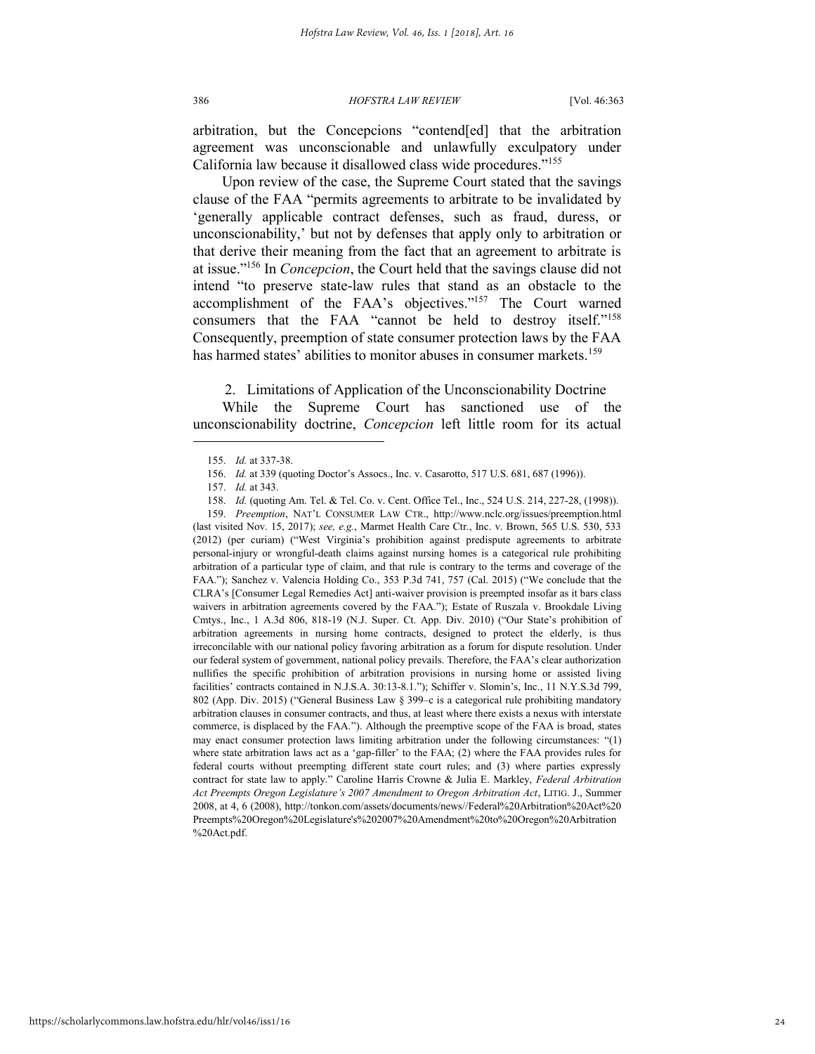arbitration, but the Concepcions "contend[ed] that the arbitration agreement was unconscionable and unlawfully exculpatory under California law because it disallowed class wide procedures."[155]

Upon review of the case, the Supreme Court stated that the savings clause of the FAA "permits agreements to arbitrate to be invalidated by 'generally applicable contract defenses, such as fraud, duress, or unconscionability,' but not by defenses that apply only to arbitration or that derive their meaning from the fact that an agreement to arbitrate is at issue."[156] In *Concepcion*, the Court held that the savings clause did not intend "to preserve state-law rules that stand as an obstacle to the accomplishment of the FAA's objectives."[157] The Court warned consumers that the FAA "cannot be held to destroy itself."[158] Consequently, preemption of state consumer protection laws by the FAA has harmed states' abilities to monitor abuses in consumer markets.[159]

### 2. Limitations of Application of the Unconscionability Doctrine

While the Supreme Court has sanctioned use of the unconscionability doctrine, *Concepcion* left little room for its actual

---

155. *Id.* at 337-38.

156. *Id.* at 339 (quoting Doctor's Assocs., Inc. v. Casarotto, 517 U.S. 681, 687 (1996)).

157. *Id.* at 343.

158. *Id.* (quoting Am. Tel. & Tel. Co. v. Cent. Office Tel., Inc., 524 U.S. 214, 227-28, (1998)).

159. *Preemption*, NAT'L CONSUMER LAW CTR., http://www.nclc.org/issues/preemption.html (last visited Nov. 15, 2017); *see, e.g.*, Marmet Health Care Ctr., Inc. v. Brown, 565 U.S. 530, 533 (2012) (per curiam) ("West Virginia's prohibition against predispute agreements to arbitrate personal-injury or wrongful-death claims against nursing homes is a categorical rule prohibiting arbitration of a particular type of claim, and that rule is contrary to the terms and coverage of the FAA."); Sanchez v. Valencia Holding Co., 353 P.3d 741, 757 (Cal. 2015) ("We conclude that the CLRA's [Consumer Legal Remedies Act] anti-waiver provision is preempted insofar as it bars class waivers in arbitration agreements covered by the FAA."); Estate of Ruszala v. Brookdale Living Cmtys., Inc., 1 A.3d 806, 818-19 (N.J. Super. Ct. App. Div. 2010) ("Our State's prohibition of arbitration agreements in nursing home contracts, designed to protect the elderly, is thus irreconcilable with our national policy favoring arbitration as a forum for dispute resolution. Under our federal system of government, national policy prevails. Therefore, the FAA's clear authorization nullifies the specific prohibition of arbitration provisions in nursing home or assisted living facilities' contracts contained in N.J.S.A. 30:13-8.1."); Schiffer v. Slomin's, Inc., 11 N.Y.S.3d 799, 802 (App. Div. 2015) ("General Business Law § 399–c is a categorical rule prohibiting mandatory arbitration clauses in consumer contracts, and thus, at least where there exists a nexus with interstate commerce, is displaced by the FAA."). Although the preemptive scope of the FAA is broad, states may enact consumer protection laws limiting arbitration under the following circumstances: "(1) where state arbitration laws act as a 'gap-filler' to the FAA; (2) where the FAA provides rules for federal courts without preempting different state court rules; and (3) where parties expressly contract for state law to apply." Caroline Harris Crowne & Julia E. Markley, *Federal Arbitration Act Preempts Oregon Legislature's 2007 Amendment to Oregon Arbitration Act*, LITIG. J., Summer 2008, at 4, 6 (2008), http://tonkon.com/assets/documents/news//Federal%20Arbitration%20Act%20Preempts%20Oregon%20Legislature's%202007%20Amendment%20to%20Oregon%20Arbitration%20Act.pdf.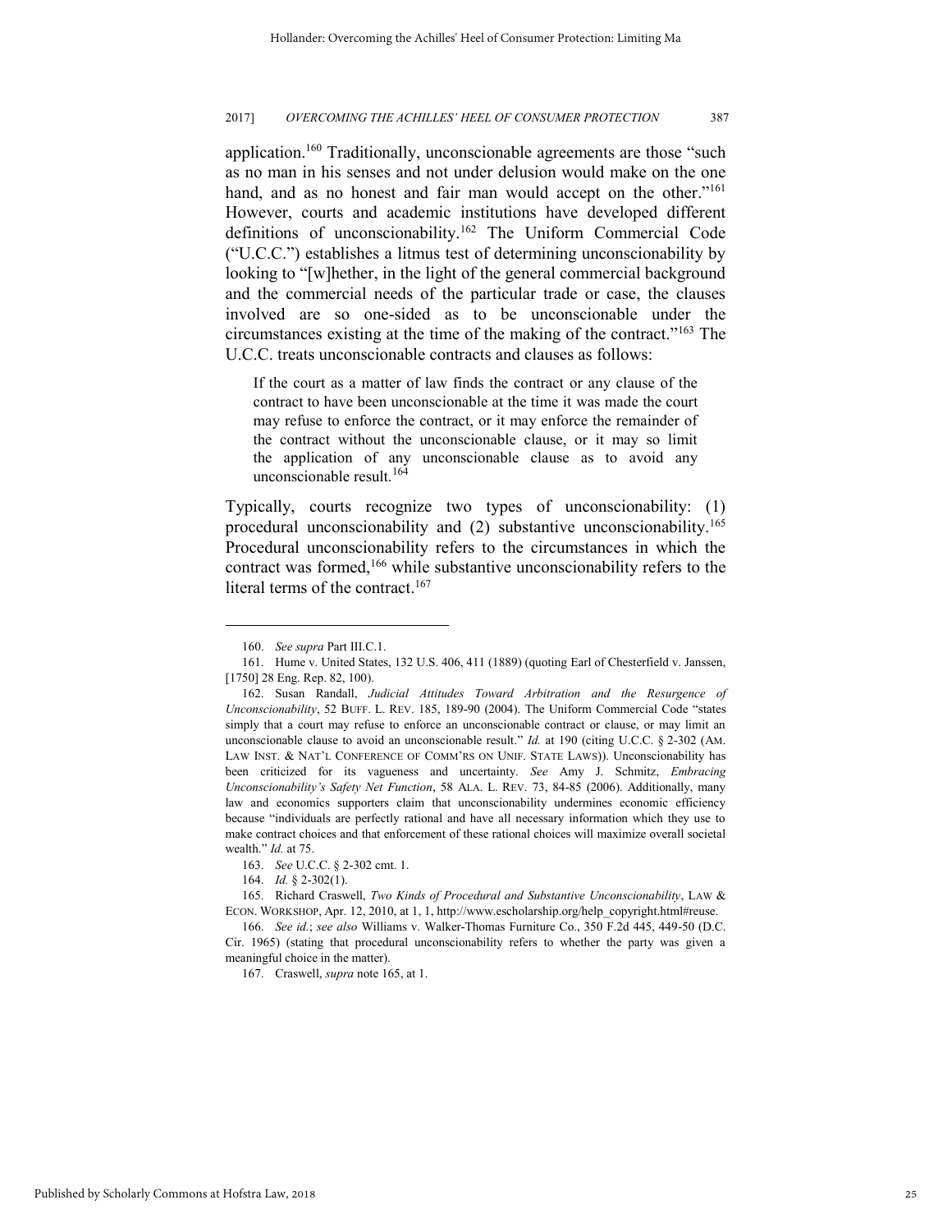application.[160] Traditionally, unconscionable agreements are those "such as no man in his senses and not under delusion would make on the one hand, and as no honest and fair man would accept on the other."[161] However, courts and academic institutions have developed different definitions of unconscionability.[162] The Uniform Commercial Code ("U.C.C.") establishes a litmus test of determining unconscionability by looking to "[w]hether, in the light of the general commercial background and the commercial needs of the particular trade or case, the clauses involved are so one-sided as to be unconscionable under the circumstances existing at the time of the making of the contract."[163] The U.C.C. treats unconscionable contracts and clauses as follows:

> If the court as a matter of law finds the contract or any clause of the contract to have been unconscionable at the time it was made the court may refuse to enforce the contract, or it may enforce the remainder of the contract without the unconscionable clause, or it may so limit the application of any unconscionable clause as to avoid any unconscionable result.[164]

Typically, courts recognize two types of unconscionability: (1) procedural unconscionability and (2) substantive unconscionability.[165] Procedural unconscionability refers to the circumstances in which the contract was formed,[166] while substantive unconscionability refers to the literal terms of the contract.[167]

---

160. *See supra* Part III.C.1.

161. Hume v. United States, 132 U.S. 406, 411 (1889) (quoting Earl of Chesterfield v. Janssen, [1750] 28 Eng. Rep. 82, 100).

162. Susan Randall, *Judicial Attitudes Toward Arbitration and the Resurgence of Unconscionability*, 52 BUFF. L. REV. 185, 189-90 (2004). The Uniform Commercial Code "states simply that a court may refuse to enforce an unconscionable contract or clause, or may limit an unconscionable clause to avoid an unconscionable result." *Id.* at 190 (citing U.C.C. § 2-302 (AM. LAW INST. & NAT'L CONFERENCE OF COMM'RS ON UNIF. STATE LAWS)). Unconscionability has been criticized for its vagueness and uncertainty. *See* Amy J. Schmitz, *Embracing Unconscionability's Safety Net Function*, 58 ALA. L. REV. 73, 84-85 (2006). Additionally, many law and economics supporters claim that unconscionability undermines economic efficiency because "individuals are perfectly rational and have all necessary information which they use to make contract choices and that enforcement of these rational choices will maximize overall societal wealth." *Id.* at 75.

163. *See* U.C.C. § 2-302 cmt. 1.

164. *Id.* § 2-302(1).

165. Richard Craswell, *Two Kinds of Procedural and Substantive Unconscionability*, LAW & ECON. WORKSHOP, Apr. 12, 2010, at 1, 1, http://www.escholarship.org/help_copyright.html#reuse.

166. *See id.*; *see also* Williams v. Walker-Thomas Furniture Co., 350 F.2d 445, 449-50 (D.C. Cir. 1965) (stating that procedural unconscionability refers to whether the party was given a meaningful choice in the matter).

167. Craswell, *supra* note 165, at 1.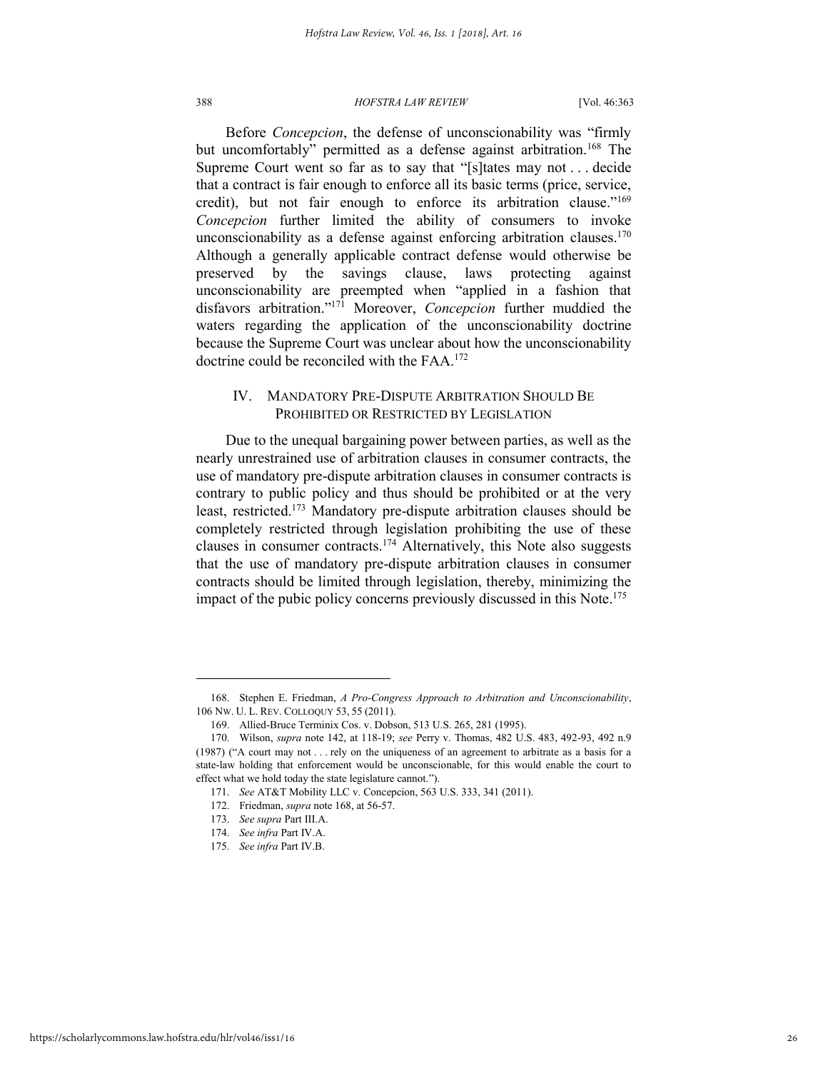Before *Concepcion*, the defense of unconscionability was "firmly but uncomfortably" permitted as a defense against arbitration.[168] The Supreme Court went so far as to say that "[s]tates may not . . . decide that a contract is fair enough to enforce all its basic terms (price, service, credit), but not fair enough to enforce its arbitration clause."[169] *Concepcion* further limited the ability of consumers to invoke unconscionability as a defense against enforcing arbitration clauses.[170] Although a generally applicable contract defense would otherwise be preserved by the savings clause, laws protecting against unconscionability are preempted when "applied in a fashion that disfavors arbitration."[171] Moreover, *Concepcion* further muddied the waters regarding the application of the unconscionability doctrine because the Supreme Court was unclear about how the unconscionability doctrine could be reconciled with the FAA.[172]

## IV. MANDATORY PRE-DISPUTE ARBITRATION SHOULD BE PROHIBITED OR RESTRICTED BY LEGISLATION

Due to the unequal bargaining power between parties, as well as the nearly unrestrained use of arbitration clauses in consumer contracts, the use of mandatory pre-dispute arbitration clauses in consumer contracts is contrary to public policy and thus should be prohibited or at the very least, restricted.[173] Mandatory pre-dispute arbitration clauses should be completely restricted through legislation prohibiting the use of these clauses in consumer contracts.[174] Alternatively, this Note also suggests that the use of mandatory pre-dispute arbitration clauses in consumer contracts should be limited through legislation, thereby, minimizing the impact of the pubic policy concerns previously discussed in this Note.[175]

---

168. Stephen E. Friedman, *A Pro-Congress Approach to Arbitration and Unconscionability*, 106 NW. U. L. REV. COLLOQUY 53, 55 (2011).

169. Allied-Bruce Terminix Cos. v. Dobson, 513 U.S. 265, 281 (1995).

170. Wilson, *supra* note 142, at 118-19; *see* Perry v. Thomas, 482 U.S. 483, 492-93, 492 n.9 (1987) ("A court may not . . . rely on the uniqueness of an agreement to arbitrate as a basis for a state-law holding that enforcement would be unconscionable, for this would enable the court to effect what we hold today the state legislature cannot.").

171. *See* AT&T Mobility LLC v. Concepcion, 563 U.S. 333, 341 (2011).

172. Friedman, *supra* note 168, at 56-57.

173. *See supra* Part III.A.

174. *See infra* Part IV.A.

175. *See infra* Part IV.B.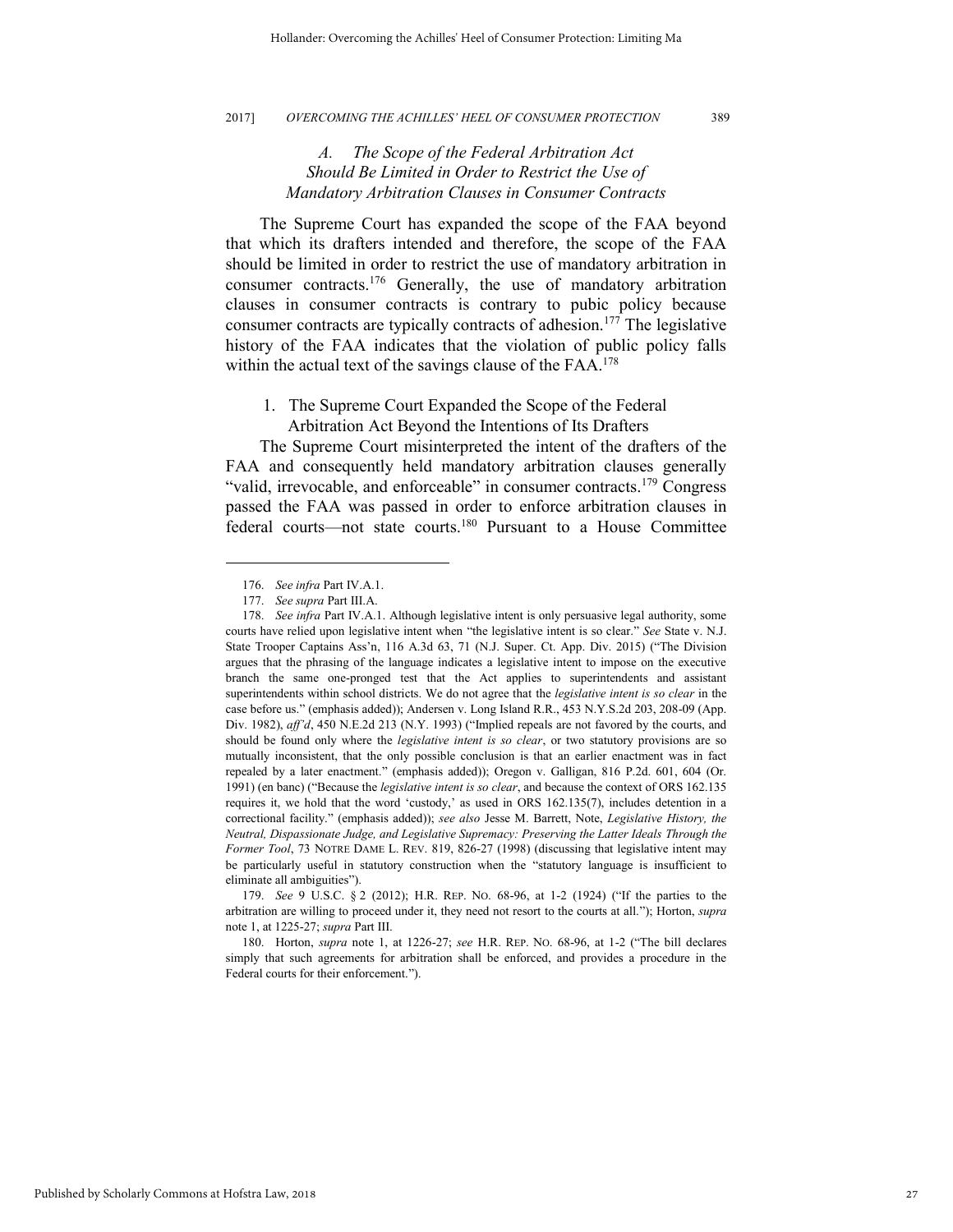### *A. The Scope of the Federal Arbitration Act Should Be Limited in Order to Restrict the Use of Mandatory Arbitration Clauses in Consumer Contracts*

The Supreme Court has expanded the scope of the FAA beyond that which its drafters intended and therefore, the scope of the FAA should be limited in order to restrict the use of mandatory arbitration in consumer contracts.[176] Generally, the use of mandatory arbitration clauses in consumer contracts is contrary to pubic policy because consumer contracts are typically contracts of adhesion.[177] The legislative history of the FAA indicates that the violation of public policy falls within the actual text of the savings clause of the FAA.[178]

#### 1. The Supreme Court Expanded the Scope of the Federal Arbitration Act Beyond the Intentions of Its Drafters

The Supreme Court misinterpreted the intent of the drafters of the FAA and consequently held mandatory arbitration clauses generally "valid, irrevocable, and enforceable" in consumer contracts.[179] Congress passed the FAA was passed in order to enforce arbitration clauses in federal courts—not state courts.[180] Pursuant to a House Committee

---

176. *See infra* Part IV.A.1.

177. *See supra* Part III.A.

178. *See infra* Part IV.A.1. Although legislative intent is only persuasive legal authority, some courts have relied upon legislative intent when "the legislative intent is so clear." *See* State v. N.J. State Trooper Captains Ass'n, 116 A.3d 63, 71 (N.J. Super. Ct. App. Div. 2015) ("The Division argues that the phrasing of the language indicates a legislative intent to impose on the executive branch the same one-pronged test that the Act applies to superintendents and assistant superintendents within school districts. We do not agree that the *legislative intent is so clear* in the case before us." (emphasis added)); Andersen v. Long Island R.R., 453 N.Y.S.2d 203, 208-09 (App. Div. 1982), *aff'd*, 450 N.E.2d 213 (N.Y. 1993) ("Implied repeals are not favored by the courts, and should be found only where the *legislative intent is so clear*, or two statutory provisions are so mutually inconsistent, that the only possible conclusion is that an earlier enactment was in fact repealed by a later enactment." (emphasis added)); Oregon v. Galligan, 816 P.2d. 601, 604 (Or. 1991) (en banc) ("Because the *legislative intent is so clear*, and because the context of ORS 162.135 requires it, we hold that the word 'custody,' as used in ORS 162.135(7), includes detention in a correctional facility." (emphasis added)); *see also* Jesse M. Barrett, Note, *Legislative History, the Neutral, Dispassionate Judge, and Legislative Supremacy: Preserving the Latter Ideals Through the Former Tool*, 73 NOTRE DAME L. REV. 819, 826-27 (1998) (discussing that legislative intent may be particularly useful in statutory construction when the "statutory language is insufficient to eliminate all ambiguities").

179. *See* 9 U.S.C. § 2 (2012); H.R. REP. NO. 68-96, at 1-2 (1924) ("If the parties to the arbitration are willing to proceed under it, they need not resort to the courts at all."); Horton, *supra* note 1, at 1225-27; *supra* Part III.

180. Horton, *supra* note 1, at 1226-27; *see* H.R. REP. NO. 68-96, at 1-2 ("The bill declares simply that such agreements for arbitration shall be enforced, and provides a procedure in the Federal courts for their enforcement.").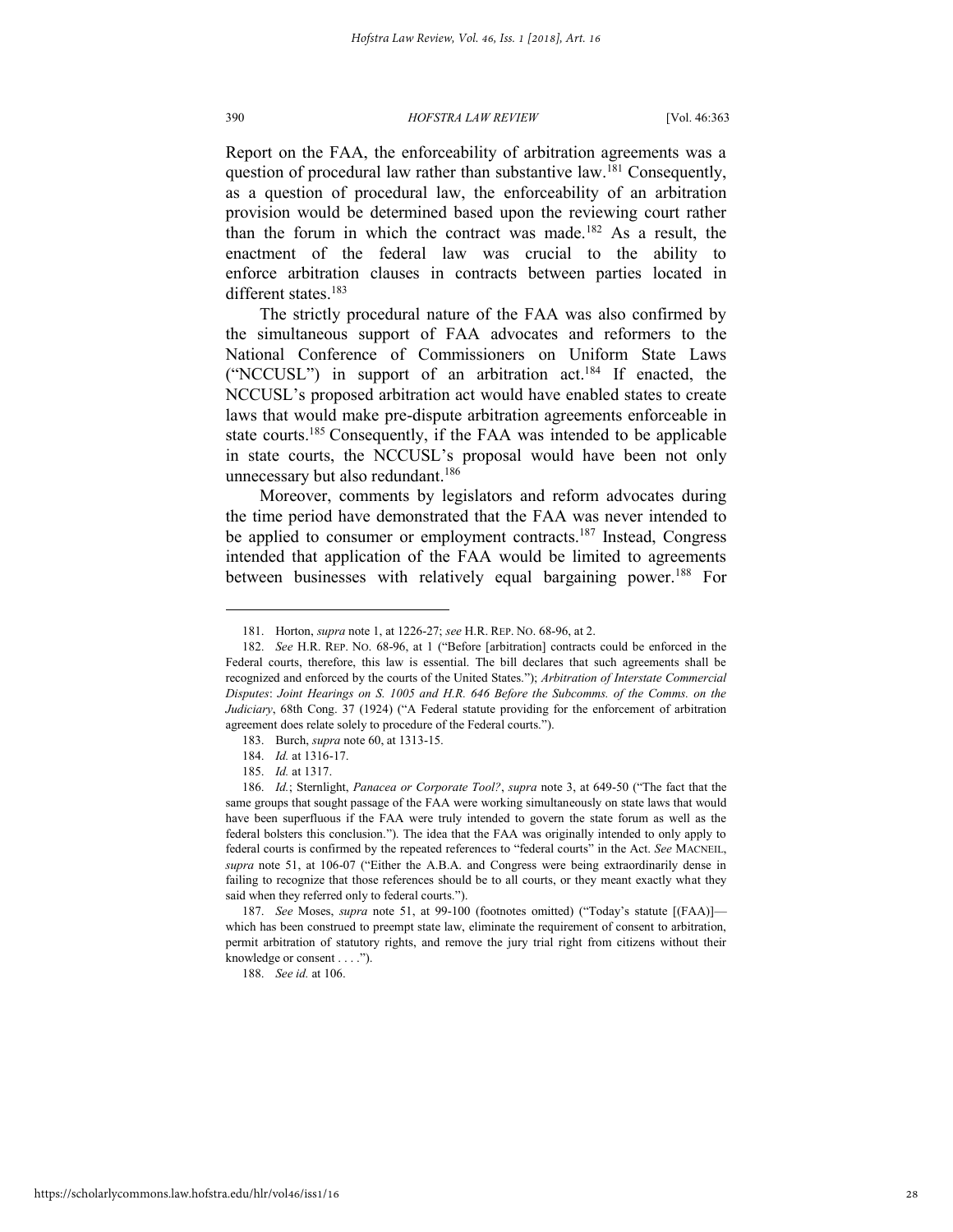Report on the FAA, the enforceability of arbitration agreements was a question of procedural law rather than substantive law.[181] Consequently, as a question of procedural law, the enforceability of an arbitration provision would be determined based upon the reviewing court rather than the forum in which the contract was made.[182] As a result, the enactment of the federal law was crucial to the ability to enforce arbitration clauses in contracts between parties located in different states.[183]

The strictly procedural nature of the FAA was also confirmed by the simultaneous support of FAA advocates and reformers to the National Conference of Commissioners on Uniform State Laws ("NCCUSL") in support of an arbitration act.[184] If enacted, the NCCUSL's proposed arbitration act would have enabled states to create laws that would make pre-dispute arbitration agreements enforceable in state courts.[185] Consequently, if the FAA was intended to be applicable in state courts, the NCCUSL's proposal would have been not only unnecessary but also redundant.[186]

Moreover, comments by legislators and reform advocates during the time period have demonstrated that the FAA was never intended to be applied to consumer or employment contracts.[187] Instead, Congress intended that application of the FAA would be limited to agreements between businesses with relatively equal bargaining power.[188] For

---

181. Horton, *supra* note 1, at 1226-27; *see* H.R. REP. NO. 68-96, at 2.

182. *See* H.R. REP. NO. 68-96, at 1 ("Before [arbitration] contracts could be enforced in the Federal courts, therefore, this law is essential. The bill declares that such agreements shall be recognized and enforced by the courts of the United States."); *Arbitration of Interstate Commercial Disputes*: *Joint Hearings on S. 1005 and H.R. 646 Before the Subcomms. of the Comms. on the Judiciary*, 68th Cong. 37 (1924) ("A Federal statute providing for the enforcement of arbitration agreement does relate solely to procedure of the Federal courts.").

183. Burch, *supra* note 60, at 1313-15.

184. *Id.* at 1316-17.

185. *Id.* at 1317.

186. *Id.*; Sternlight, *Panacea or Corporate Tool?*, *supra* note 3, at 649-50 ("The fact that the same groups that sought passage of the FAA were working simultaneously on state laws that would have been superfluous if the FAA were truly intended to govern the state forum as well as the federal bolsters this conclusion."). The idea that the FAA was originally intended to only apply to federal courts is confirmed by the repeated references to "federal courts" in the Act. *See* MACNEIL, *supra* note 51, at 106-07 ("Either the A.B.A. and Congress were being extraordinarily dense in failing to recognize that those references should be to all courts, or they meant exactly what they said when they referred only to federal courts.").

187. *See* Moses, *supra* note 51, at 99-100 (footnotes omitted) ("Today's statute [(FAA)]—which has been construed to preempt state law, eliminate the requirement of consent to arbitration, permit arbitration of statutory rights, and remove the jury trial right from citizens without their knowledge or consent . . . .").

188. *See id.* at 106.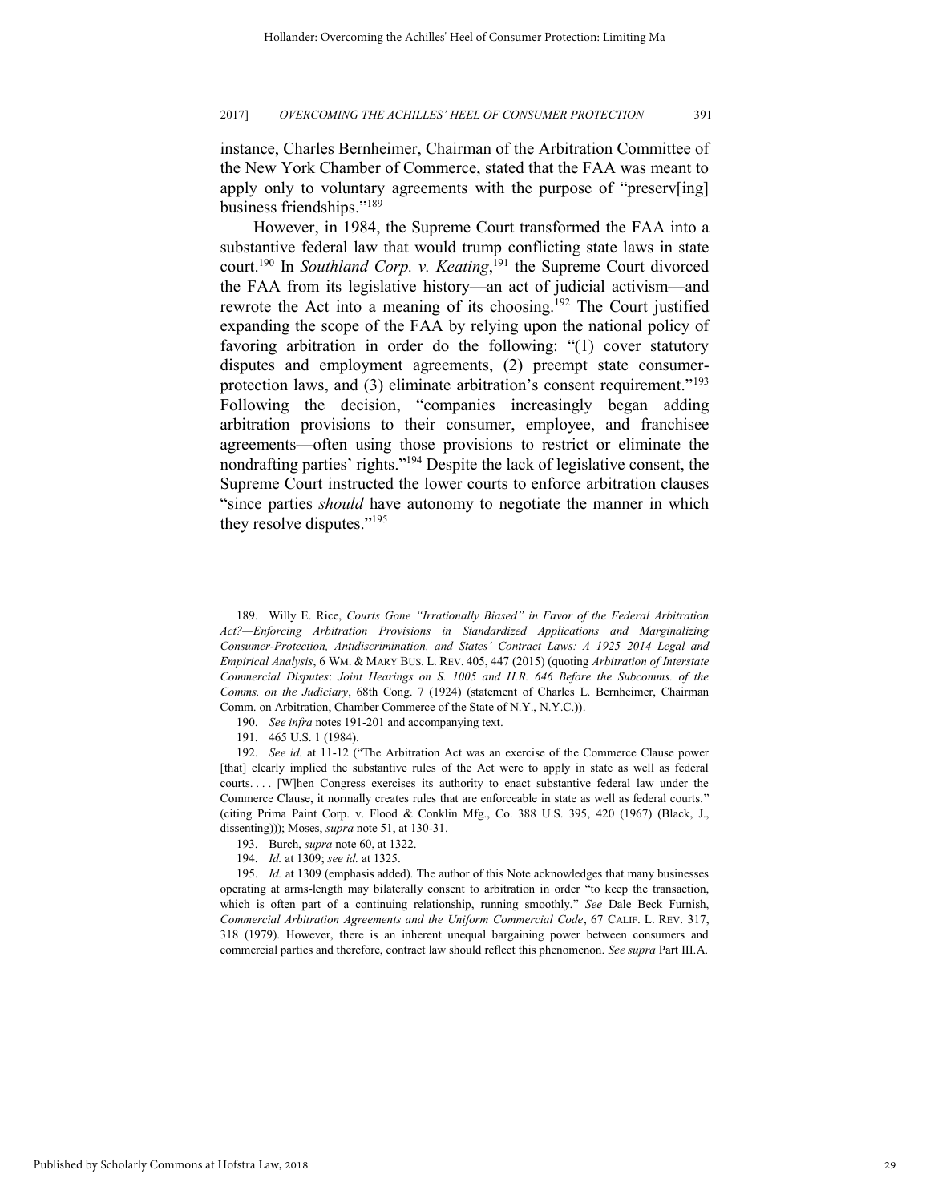instance, Charles Bernheimer, Chairman of the Arbitration Committee of the New York Chamber of Commerce, stated that the FAA was meant to apply only to voluntary agreements with the purpose of "preserv[ing] business friendships."[189]

However, in 1984, the Supreme Court transformed the FAA into a substantive federal law that would trump conflicting state laws in state court.[190] In *Southland Corp. v. Keating*,[191] the Supreme Court divorced the FAA from its legislative history—an act of judicial activism—and rewrote the Act into a meaning of its choosing.[192] The Court justified expanding the scope of the FAA by relying upon the national policy of favoring arbitration in order do the following: "(1) cover statutory disputes and employment agreements, (2) preempt state consumer-protection laws, and (3) eliminate arbitration's consent requirement."[193] Following the decision, "companies increasingly began adding arbitration provisions to their consumer, employee, and franchisee agreements—often using those provisions to restrict or eliminate the nondrafting parties' rights."[194] Despite the lack of legislative consent, the Supreme Court instructed the lower courts to enforce arbitration clauses "since parties *should* have autonomy to negotiate the manner in which they resolve disputes."[195]

---

189. Willy E. Rice, *Courts Gone "Irrationally Biased" in Favor of the Federal Arbitration Act?—Enforcing Arbitration Provisions in Standardized Applications and Marginalizing Consumer-Protection, Antidiscrimination, and States' Contract Laws: A 1925–2014 Legal and Empirical Analysis*, 6 WM. & MARY BUS. L. REV. 405, 447 (2015) (quoting *Arbitration of Interstate Commercial Disputes*: *Joint Hearings on S. 1005 and H.R. 646 Before the Subcomms. of the Comms. on the Judiciary*, 68th Cong. 7 (1924) (statement of Charles L. Bernheimer, Chairman Comm. on Arbitration, Chamber Commerce of the State of N.Y., N.Y.C.)).

190. *See infra* notes 191-201 and accompanying text.

191. 465 U.S. 1 (1984).

192. *See id.* at 11-12 ("The Arbitration Act was an exercise of the Commerce Clause power [that] clearly implied the substantive rules of the Act were to apply in state as well as federal courts. . . . [W]hen Congress exercises its authority to enact substantive federal law under the Commerce Clause, it normally creates rules that are enforceable in state as well as federal courts." (citing Prima Paint Corp. v. Flood & Conklin Mfg., Co. 388 U.S. 395, 420 (1967) (Black, J., dissenting))); Moses, *supra* note 51, at 130-31.

193. Burch, *supra* note 60, at 1322.

194. *Id.* at 1309; *see id.* at 1325.

195. *Id.* at 1309 (emphasis added). The author of this Note acknowledges that many businesses operating at arms-length may bilaterally consent to arbitration in order "to keep the transaction, which is often part of a continuing relationship, running smoothly." *See* Dale Beck Furnish, *Commercial Arbitration Agreements and the Uniform Commercial Code*, 67 CALIF. L. REV. 317, 318 (1979). However, there is an inherent unequal bargaining power between consumers and commercial parties and therefore, contract law should reflect this phenomenon. *See supra* Part III.A.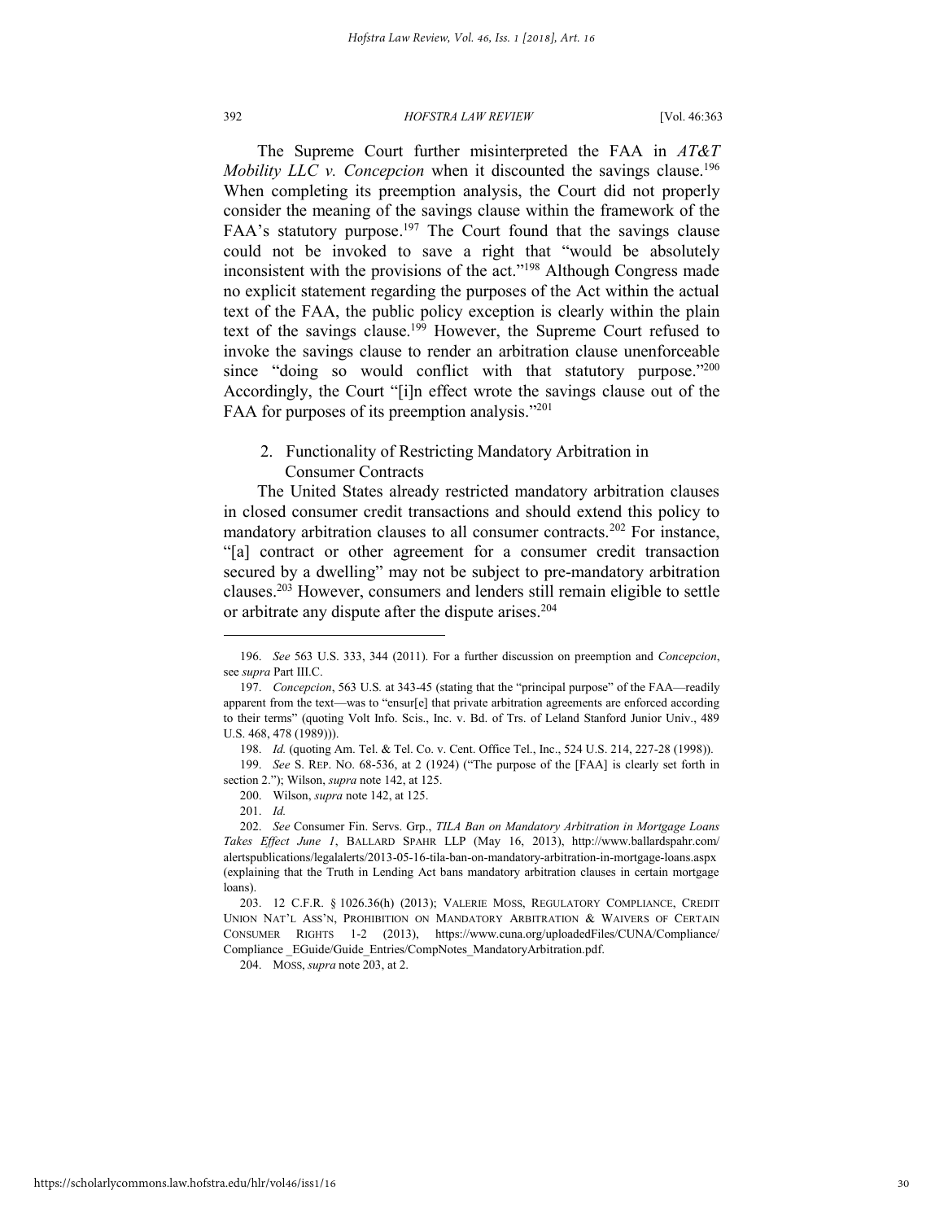The Supreme Court further misinterpreted the FAA in *AT&T Mobility LLC v. Concepcion* when it discounted the savings clause.[196] When completing its preemption analysis, the Court did not properly consider the meaning of the savings clause within the framework of the FAA's statutory purpose.[197] The Court found that the savings clause could not be invoked to save a right that "would be absolutely inconsistent with the provisions of the act."[198] Although Congress made no explicit statement regarding the purposes of the Act within the actual text of the FAA, the public policy exception is clearly within the plain text of the savings clause.[199] However, the Supreme Court refused to invoke the savings clause to render an arbitration clause unenforceable since "doing so would conflict with that statutory purpose."[200] Accordingly, the Court "[i]n effect wrote the savings clause out of the FAA for purposes of its preemption analysis."[201]

### 2. Functionality of Restricting Mandatory Arbitration in Consumer Contracts

The United States already restricted mandatory arbitration clauses in closed consumer credit transactions and should extend this policy to mandatory arbitration clauses to all consumer contracts.[202] For instance, "[a] contract or other agreement for a consumer credit transaction secured by a dwelling" may not be subject to pre-mandatory arbitration clauses.[203] However, consumers and lenders still remain eligible to settle or arbitrate any dispute after the dispute arises.[204]

---

196. *See* 563 U.S. 333, 344 (2011). For a further discussion on preemption and *Concepcion*, see *supra* Part III.C.

197. *Concepcion*, 563 U.S. at 343-45 (stating that the "principal purpose" of the FAA—readily apparent from the text—was to "ensur[e] that private arbitration agreements are enforced according to their terms" (quoting Volt Info. Scis., Inc. v. Bd. of Trs. of Leland Stanford Junior Univ., 489 U.S. 468, 478 (1989))).

198. *Id.* (quoting Am. Tel. & Tel. Co. v. Cent. Office Tel., Inc., 524 U.S. 214, 227-28 (1998)).

199. *See* S. REP. NO. 68-536, at 2 (1924) ("The purpose of the [FAA] is clearly set forth in section 2."); Wilson, *supra* note 142, at 125.

200. Wilson, *supra* note 142, at 125.

201. *Id.*

202. *See* Consumer Fin. Servs. Grp., *TILA Ban on Mandatory Arbitration in Mortgage Loans Takes Effect June 1*, BALLARD SPAHR LLP (May 16, 2013), http://www.ballardspahr.com/alertspublications/legalalerts/2013-05-16-tila-ban-on-mandatory-arbitration-in-mortgage-loans.aspx (explaining that the Truth in Lending Act bans mandatory arbitration clauses in certain mortgage loans).

203. 12 C.F.R. § 1026.36(h) (2013); VALERIE MOSS, REGULATORY COMPLIANCE, CREDIT UNION NAT'L ASS'N, PROHIBITION ON MANDATORY ARBITRATION & WAIVERS OF CERTAIN CONSUMER RIGHTS 1-2 (2013), https://www.cuna.org/uploadedFiles/CUNA/Compliance/Compliance _EGuide/Guide_Entries/CompNotes_MandatoryArbitration.pdf.

204. MOSS, *supra* note 203, at 2.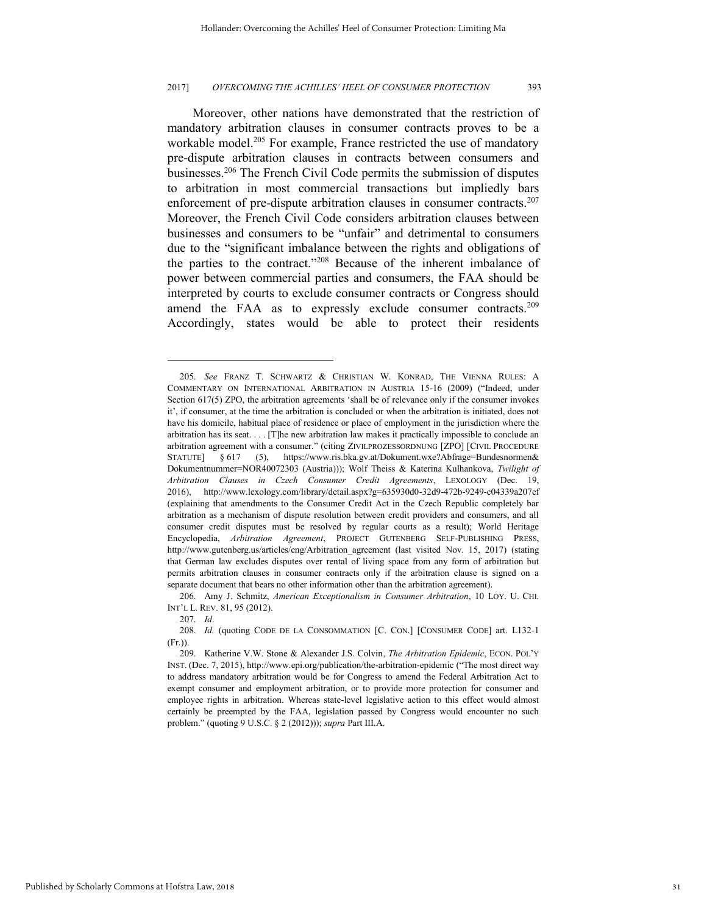Moreover, other nations have demonstrated that the restriction of mandatory arbitration clauses in consumer contracts proves to be a workable model.[205] For example, France restricted the use of mandatory pre-dispute arbitration clauses in contracts between consumers and businesses.[206] The French Civil Code permits the submission of disputes to arbitration in most commercial transactions but impliedly bars enforcement of pre-dispute arbitration clauses in consumer contracts.[207] Moreover, the French Civil Code considers arbitration clauses between businesses and consumers to be "unfair" and detrimental to consumers due to the "significant imbalance between the rights and obligations of the parties to the contract."[208] Because of the inherent imbalance of power between commercial parties and consumers, the FAA should be interpreted by courts to exclude consumer contracts or Congress should amend the FAA as to expressly exclude consumer contracts.[209] Accordingly, states would be able to protect their residents

---

205. *See* FRANZ T. SCHWARTZ & CHRISTIAN W. KONRAD, THE VIENNA RULES: A COMMENTARY ON INTERNATIONAL ARBITRATION IN AUSTRIA 15-16 (2009) ("Indeed, under Section 617(5) ZPO, the arbitration agreements 'shall be of relevance only if the consumer invokes it', if consumer, at the time the arbitration is concluded or when the arbitration is initiated, does not have his domicile, habitual place of residence or place of employment in the jurisdiction where the arbitration has its seat. . . . [T]he new arbitration law makes it practically impossible to conclude an arbitration agreement with a consumer." (citing ZIVILPROZESSORDNUNG [ZPO] [CIVIL PROCEDURE STATUTE] § 617 (5), https://www.ris.bka.gv.at/Dokument.wxe?Abfrage=Bundesnormen&Dokumentnummer=NOR40072303 (Austria))); Wolf Theiss & Katerina Kulhankova, *Twilight of Arbitration Clauses in Czech Consumer Credit Agreements*, LEXOLOGY (Dec. 19, 2016), http://www.lexology.com/library/detail.aspx?g=635930d0-32d9-472b-9249-c04339a207ef (explaining that amendments to the Consumer Credit Act in the Czech Republic completely bar arbitration as a mechanism of dispute resolution between credit providers and consumers, and all consumer credit disputes must be resolved by regular courts as a result); World Heritage Encyclopedia, *Arbitration Agreement*, PROJECT GUTENBERG SELF-PUBLISHING PRESS, http://www.gutenberg.us/articles/eng/Arbitration_agreement (last visited Nov. 15, 2017) (stating that German law excludes disputes over rental of living space from any form of arbitration but permits arbitration clauses in consumer contracts only if the arbitration clause is signed on a separate document that bears no other information other than the arbitration agreement).

206. Amy J. Schmitz, *American Exceptionalism in Consumer Arbitration*, 10 LOY. U. CHI. INT'L L. REV. 81, 95 (2012).

207. *Id.*

208. *Id.* (quoting CODE DE LA CONSOMMATION [C. CON.] [CONSUMER CODE] art. L132-1 (Fr.)).

209. Katherine V.W. Stone & Alexander J.S. Colvin, *The Arbitration Epidemic*, ECON. POL'Y INST. (Dec. 7, 2015), http://www.epi.org/publication/the-arbitration-epidemic ("The most direct way to address mandatory arbitration would be for Congress to amend the Federal Arbitration Act to exempt consumer and employment arbitration, or to provide more protection for consumer and employee rights in arbitration. Whereas state-level legislative action to this effect would almost certainly be preempted by the FAA, legislation passed by Congress would encounter no such problem." (quoting 9 U.S.C. § 2 (2012))); *supra* Part III.A.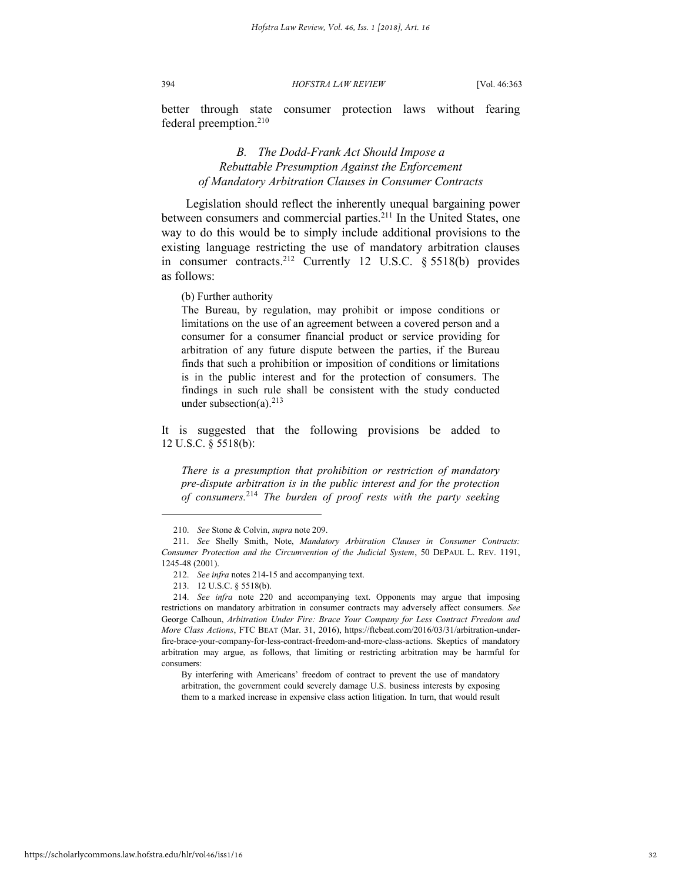better through state consumer protection laws without fearing federal preemption.[210]

### *B. The Dodd-Frank Act Should Impose a Rebuttable Presumption Against the Enforcement of Mandatory Arbitration Clauses in Consumer Contracts*

Legislation should reflect the inherently unequal bargaining power between consumers and commercial parties.[211] In the United States, one way to do this would be to simply include additional provisions to the existing language restricting the use of mandatory arbitration clauses in consumer contracts.[212] Currently 12 U.S.C. § 5518(b) provides as follows:

> (b) Further authority
>
> The Bureau, by regulation, may prohibit or impose conditions or limitations on the use of an agreement between a covered person and a consumer for a consumer financial product or service providing for arbitration of any future dispute between the parties, if the Bureau finds that such a prohibition or imposition of conditions or limitations is in the public interest and for the protection of consumers. The findings in such rule shall be consistent with the study conducted under subsection(a).[213]

It is suggested that the following provisions be added to 12 U.S.C. § 5518(b):

> *There is a presumption that prohibition or restriction of mandatory pre-dispute arbitration is in the public interest and for the protection of consumers.*[214] *The burden of proof rests with the party seeking*

---

210. *See* Stone & Colvin, *supra* note 209.

211. *See* Shelly Smith, Note, *Mandatory Arbitration Clauses in Consumer Contracts: Consumer Protection and the Circumvention of the Judicial System*, 50 DEPAUL L. REV. 1191, 1245-48 (2001).

212. *See infra* notes 214-15 and accompanying text.

213. 12 U.S.C. § 5518(b).

214. *See infra* note 220 and accompanying text. Opponents may argue that imposing restrictions on mandatory arbitration in consumer contracts may adversely affect consumers. *See* George Calhoun, *Arbitration Under Fire: Brace Your Company for Less Contract Freedom and More Class Actions*, FTC BEAT (Mar. 31, 2016), https://ftcbeat.com/2016/03/31/arbitration-under-fire-brace-your-company-for-less-contract-freedom-and-more-class-actions. Skeptics of mandatory arbitration may argue, as follows, that limiting or restricting arbitration may be harmful for consumers:

> By interfering with Americans' freedom of contract to prevent the use of mandatory arbitration, the government could severely damage U.S. business interests by exposing them to a marked increase in expensive class action litigation. In turn, that would result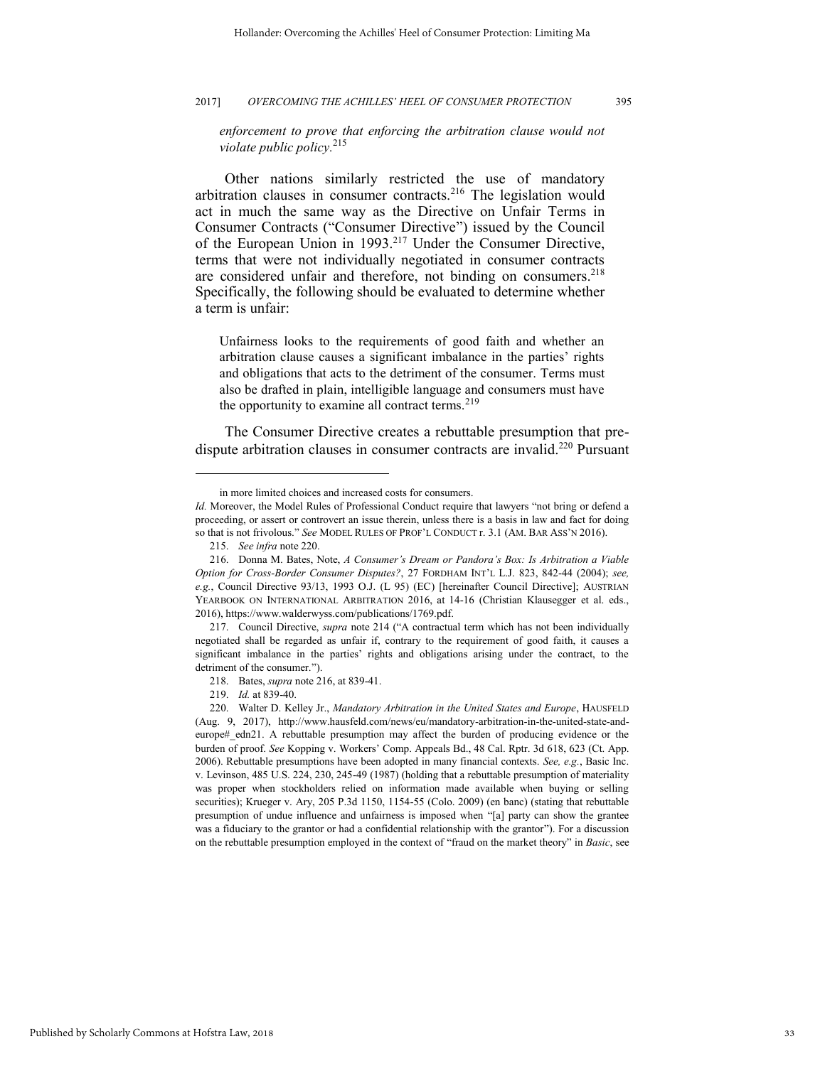*enforcement to prove that enforcing the arbitration clause would not violate public policy.*[215]

Other nations similarly restricted the use of mandatory arbitration clauses in consumer contracts.[216] The legislation would act in much the same way as the Directive on Unfair Terms in Consumer Contracts ("Consumer Directive") issued by the Council of the European Union in 1993.[217] Under the Consumer Directive, terms that were not individually negotiated in consumer contracts are considered unfair and therefore, not binding on consumers.[218] Specifically, the following should be evaluated to determine whether a term is unfair:

> Unfairness looks to the requirements of good faith and whether an arbitration clause causes a significant imbalance in the parties' rights and obligations that acts to the detriment of the consumer. Terms must also be drafted in plain, intelligible language and consumers must have the opportunity to examine all contract terms.[219]

The Consumer Directive creates a rebuttable presumption that pre-dispute arbitration clauses in consumer contracts are invalid.[220] Pursuant

---

in more limited choices and increased costs for consumers.

*Id.* Moreover, the Model Rules of Professional Conduct require that lawyers "not bring or defend a proceeding, or assert or controvert an issue therein, unless there is a basis in law and fact for doing so that is not frivolous." *See* MODEL RULES OF PROF'L CONDUCT r. 3.1 (AM. BAR ASS'N 2016).

215. *See infra* note 220.

216. Donna M. Bates, Note, *A Consumer's Dream or Pandora's Box: Is Arbitration a Viable Option for Cross-Border Consumer Disputes?*, 27 FORDHAM INT'L L.J. 823, 842-44 (2004); *see, e.g.*, Council Directive 93/13, 1993 O.J. (L 95) (EC) [hereinafter Council Directive]; AUSTRIAN YEARBOOK ON INTERNATIONAL ARBITRATION 2016, at 14-16 (Christian Klausegger et al. eds., 2016), https://www.walderwyss.com/publications/1769.pdf.

217. Council Directive, *supra* note 214 ("A contractual term which has not been individually negotiated shall be regarded as unfair if, contrary to the requirement of good faith, it causes a significant imbalance in the parties' rights and obligations arising under the contract, to the detriment of the consumer.").

218. Bates, *supra* note 216, at 839-41.

219. *Id.* at 839-40.

220. Walter D. Kelley Jr., *Mandatory Arbitration in the United States and Europe*, HAUSFELD (Aug. 9, 2017), http://www.hausfeld.com/news/eu/mandatory-arbitration-in-the-united-state-and-europe#_edn21. A rebuttable presumption may affect the burden of producing evidence or the burden of proof. *See* Kopping v. Workers' Comp. Appeals Bd., 48 Cal. Rptr. 3d 618, 623 (Ct. App. 2006). Rebuttable presumptions have been adopted in many financial contexts. *See, e.g.*, Basic Inc. v. Levinson, 485 U.S. 224, 230, 245-49 (1987) (holding that a rebuttable presumption of materiality was proper when stockholders relied on information made available when buying or selling securities); Krueger v. Ary, 205 P.3d 1150, 1154-55 (Colo. 2009) (en banc) (stating that rebuttable presumption of undue influence and unfairness is imposed when "[a] party can show the grantee was a fiduciary to the grantor or had a confidential relationship with the grantor"). For a discussion on the rebuttable presumption employed in the context of "fraud on the market theory" in *Basic*, see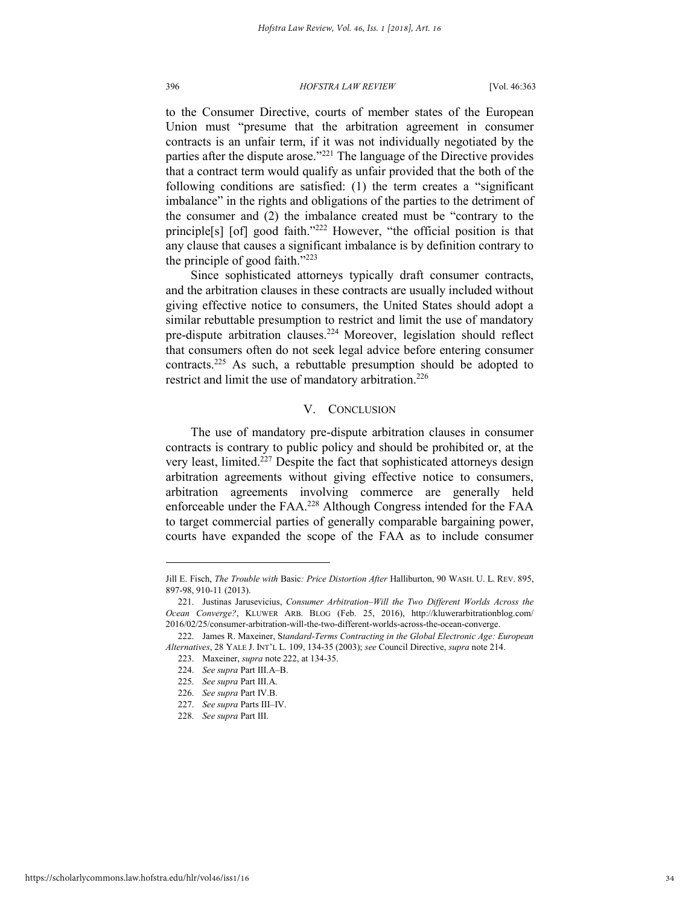to the Consumer Directive, courts of member states of the European Union must "presume that the arbitration agreement in consumer contracts is an unfair term, if it was not individually negotiated by the parties after the dispute arose."[221] The language of the Directive provides that a contract term would qualify as unfair provided that the both of the following conditions are satisfied: (1) the term creates a "significant imbalance" in the rights and obligations of the parties to the detriment of the consumer and (2) the imbalance created must be "contrary to the principle[s] [of] good faith."[222] However, "the official position is that any clause that causes a significant imbalance is by definition contrary to the principle of good faith."[223]

Since sophisticated attorneys typically draft consumer contracts, and the arbitration clauses in these contracts are usually included without giving effective notice to consumers, the United States should adopt a similar rebuttable presumption to restrict and limit the use of mandatory pre-dispute arbitration clauses.[224] Moreover, legislation should reflect that consumers often do not seek legal advice before entering consumer contracts.[225] As such, a rebuttable presumption should be adopted to restrict and limit the use of mandatory arbitration.[226]

## V. CONCLUSION

The use of mandatory pre-dispute arbitration clauses in consumer contracts is contrary to public policy and should be prohibited or, at the very least, limited.[227] Despite the fact that sophisticated attorneys design arbitration agreements without giving effective notice to consumers, arbitration agreements involving commerce are generally held enforceable under the FAA.[228] Although Congress intended for the FAA to target commercial parties of generally comparable bargaining power, courts have expanded the scope of the FAA as to include consumer

---

Jill E. Fisch, *The Trouble with* Basic*: Price Distortion After* Halliburton, 90 WASH. U. L. REV. 895, 897-98, 910-11 (2013).

221. Justinas Jarusevicius, *Consumer Arbitration–Will the Two Different Worlds Across the Ocean Converge?*, KLUWER ARB. BLOG (Feb. 25, 2016), http://kluwerarbitrationblog.com/2016/02/25/consumer-arbitration-will-the-two-different-worlds-across-the-ocean-converge.

222. James R. Maxeiner, S*tandard-Terms Contracting in the Global Electronic Age: European Alternatives*, 28 YALE J. INT'L L. 109, 134-35 (2003); *see* Council Directive, *supra* note 214.

223. Maxeiner, *supra* note 222, at 134-35.

224. *See supra* Part III.A–B.

225. *See supra* Part III.A.

226. *See supra* Part IV.B.

227. *See supra* Parts III–IV.

228. *See supra* Part III.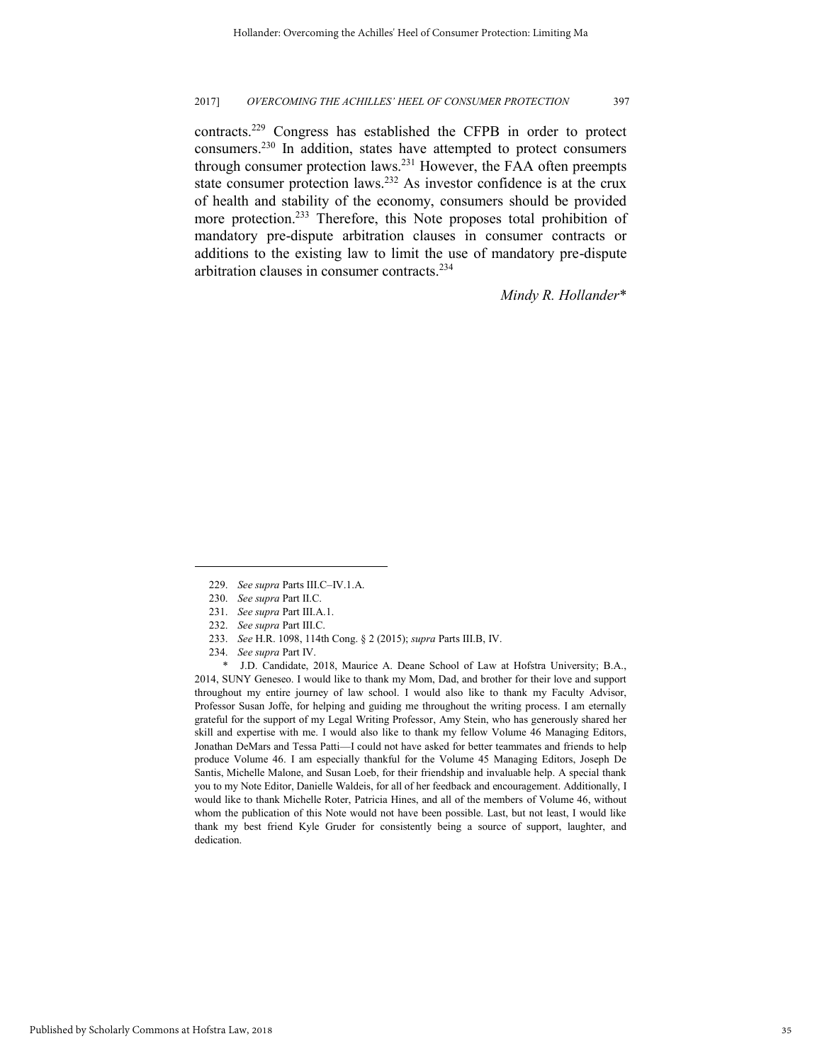contracts.[229] Congress has established the CFPB in order to protect consumers.[230] In addition, states have attempted to protect consumers through consumer protection laws.[231] However, the FAA often preempts state consumer protection laws.[232] As investor confidence is at the crux of health and stability of the economy, consumers should be provided more protection.[233] Therefore, this Note proposes total prohibition of mandatory pre-dispute arbitration clauses in consumer contracts or additions to the existing law to limit the use of mandatory pre-dispute arbitration clauses in consumer contracts.[234]

*Mindy R. Hollander\**

---

229. *See supra* Parts III.C–IV.1.A.

230. *See supra* Part II.C.

231. *See supra* Part III.A.1.

232. *See supra* Part III.C.

233. *See* H.R. 1098, 114th Cong. § 2 (2015); *supra* Parts III.B, IV.

234. *See supra* Part IV.

\* J.D. Candidate, 2018, Maurice A. Deane School of Law at Hofstra University; B.A., 2014, SUNY Geneseo. I would like to thank my Mom, Dad, and brother for their love and support throughout my entire journey of law school. I would also like to thank my Faculty Advisor, Professor Susan Joffe, for helping and guiding me throughout the writing process. I am eternally grateful for the support of my Legal Writing Professor, Amy Stein, who has generously shared her skill and expertise with me. I would also like to thank my fellow Volume 46 Managing Editors, Jonathan DeMars and Tessa Patti—I could not have asked for better teammates and friends to help produce Volume 46. I am especially thankful for the Volume 45 Managing Editors, Joseph De Santis, Michelle Malone, and Susan Loeb, for their friendship and invaluable help. A special thank you to my Note Editor, Danielle Waldeis, for all of her feedback and encouragement. Additionally, I would like to thank Michelle Roter, Patricia Hines, and all of the members of Volume 46, without whom the publication of this Note would not have been possible. Last, but not least, I would like thank my best friend Kyle Gruder for consistently being a source of support, laughter, and dedication.